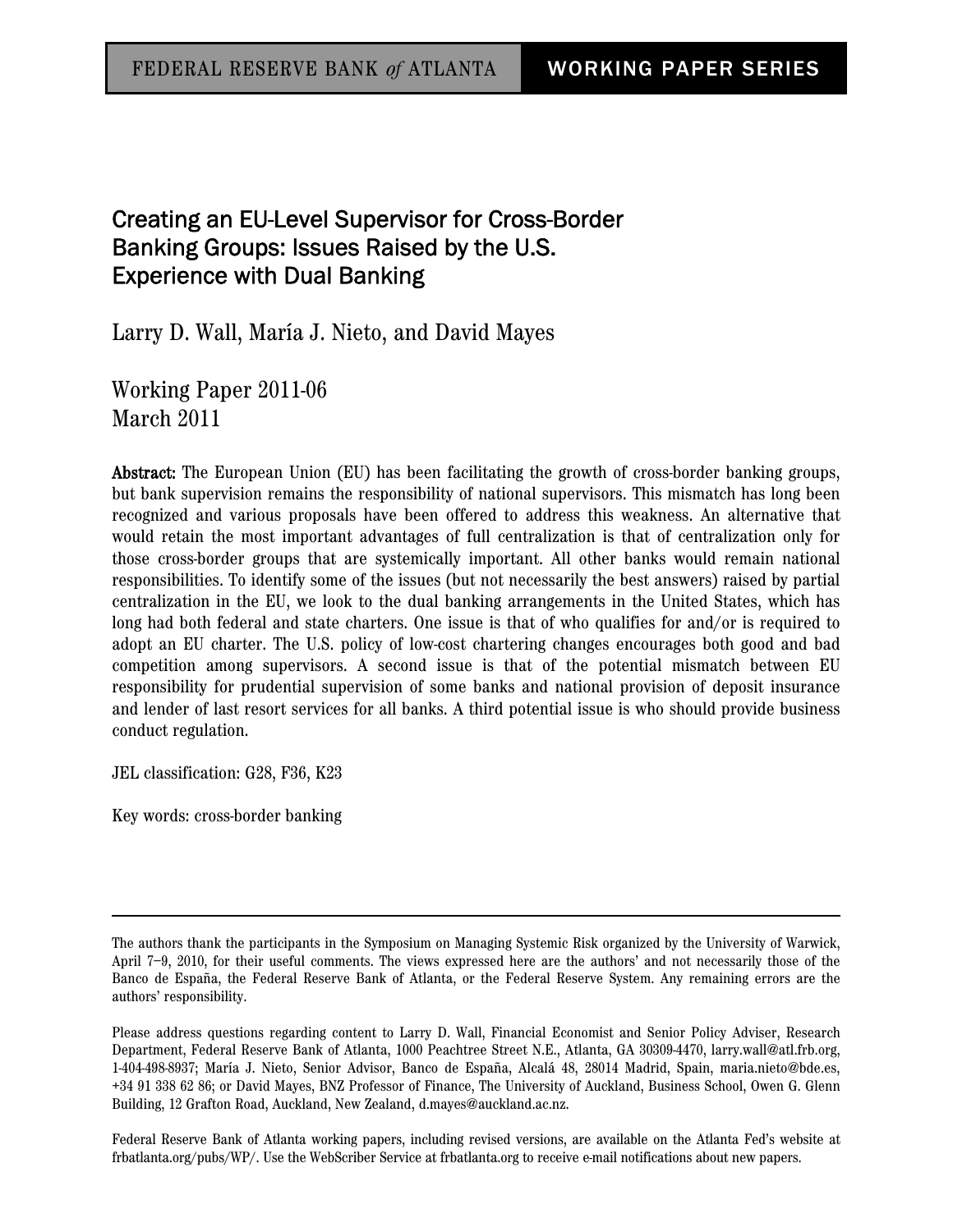FEDERAL RESERVE BANK *of* ATLANTA — WORKING PAPER SERIES

# Creating an EU-Level Supervisor for Cross-Border Banking Groups: Issues Raised by the U.S. Experience with Dual Banking

Larry D. Wall, María J. Nieto, and David Mayes

Working Paper 2011-06
March 2011

**Abstract:** The European Union (EU) has been facilitating the growth of cross-border banking groups, but bank supervision remains the responsibility of national supervisors. This mismatch has long been recognized and various proposals have been offered to address this weakness. An alternative that would retain the most important advantages of full centralization is that of centralization only for those cross-border groups that are systemically important. All other banks would remain national responsibilities. To identify some of the issues (but not necessarily the best answers) raised by partial centralization in the EU, we look to the dual banking arrangements in the United States, which has long had both federal and state charters. One issue is that of who qualifies for and/or is required to adopt an EU charter. The U.S. policy of low-cost chartering changes encourages both good and bad competition among supervisors. A second issue is that of the potential mismatch between EU responsibility for prudential supervision of some banks and national provision of deposit insurance and lender of last resort services for all banks. A third potential issue is who should provide business conduct regulation.

JEL classification: G28, F36, K23

Key words: cross-border banking

---

The authors thank the participants in the Symposium on Managing Systemic Risk organized by the University of Warwick, April 7–9, 2010, for their useful comments. The views expressed here are the authors' and not necessarily those of the Banco de España, the Federal Reserve Bank of Atlanta, or the Federal Reserve System. Any remaining errors are the authors' responsibility.

Please address questions regarding content to Larry D. Wall, Financial Economist and Senior Policy Adviser, Research Department, Federal Reserve Bank of Atlanta, 1000 Peachtree Street N.E., Atlanta, GA 30309-4470, larry.wall@atl.frb.org, 1-404-498-8937; María J. Nieto, Senior Advisor, Banco de España, Alcalá 48, 28014 Madrid, Spain, maria.nieto@bde.es, +34 91 338 62 86; or David Mayes, BNZ Professor of Finance, The University of Auckland, Business School, Owen G. Glenn Building, 12 Grafton Road, Auckland, New Zealand, d.mayes@auckland.ac.nz.

Federal Reserve Bank of Atlanta working papers, including revised versions, are available on the Atlanta Fed's website at frbatlanta.org/pubs/WP/. Use the WebScriber Service at frbatlanta.org to receive e-mail notifications about new papers.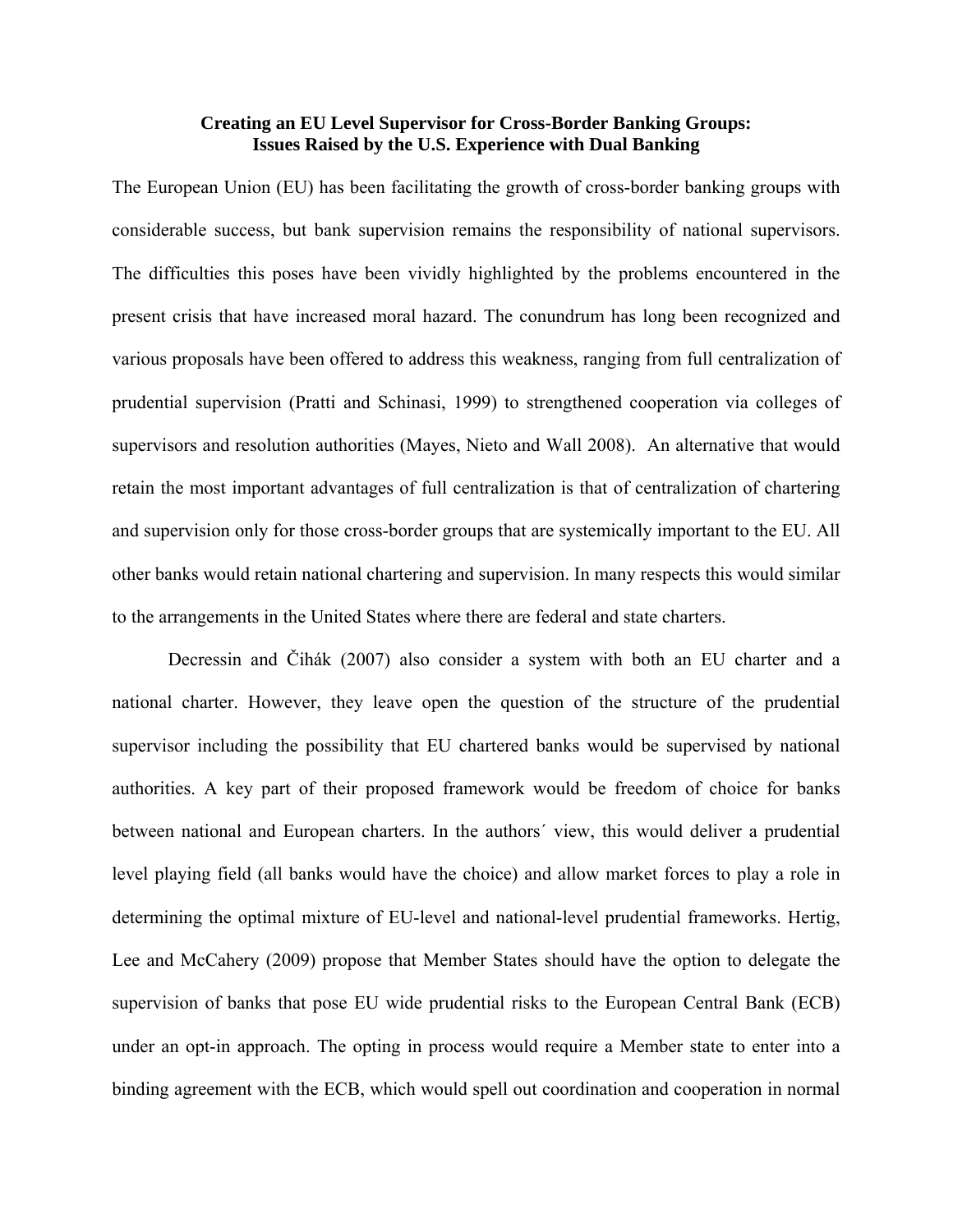**Creating an EU Level Supervisor for Cross-Border Banking Groups: Issues Raised by the U.S. Experience with Dual Banking**

The European Union (EU) has been facilitating the growth of cross-border banking groups with considerable success, but bank supervision remains the responsibility of national supervisors. The difficulties this poses have been vividly highlighted by the problems encountered in the present crisis that have increased moral hazard. The conundrum has long been recognized and various proposals have been offered to address this weakness, ranging from full centralization of prudential supervision (Pratti and Schinasi, 1999) to strengthened cooperation via colleges of supervisors and resolution authorities (Mayes, Nieto and Wall 2008). An alternative that would retain the most important advantages of full centralization is that of centralization of chartering and supervision only for those cross-border groups that are systemically important to the EU. All other banks would retain national chartering and supervision. In many respects this would similar to the arrangements in the United States where there are federal and state charters.

Decressin and Čihák (2007) also consider a system with both an EU charter and a national charter. However, they leave open the question of the structure of the prudential supervisor including the possibility that EU chartered banks would be supervised by national authorities. A key part of their proposed framework would be freedom of choice for banks between national and European charters. In the authors´ view, this would deliver a prudential level playing field (all banks would have the choice) and allow market forces to play a role in determining the optimal mixture of EU-level and national-level prudential frameworks. Hertig, Lee and McCahery (2009) propose that Member States should have the option to delegate the supervision of banks that pose EU wide prudential risks to the European Central Bank (ECB) under an opt-in approach. The opting in process would require a Member state to enter into a binding agreement with the ECB, which would spell out coordination and cooperation in normal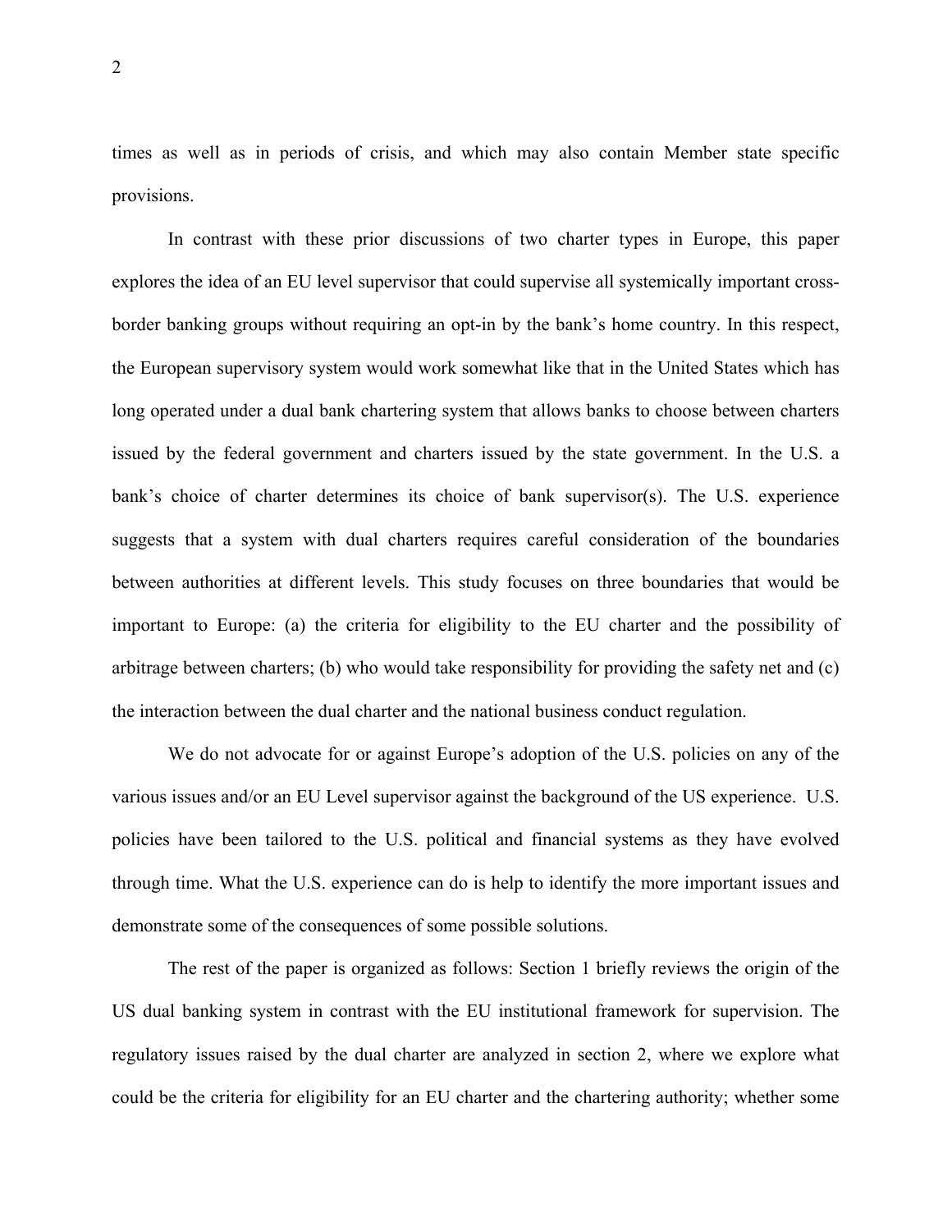times as well as in periods of crisis, and which may also contain Member state specific provisions.

In contrast with these prior discussions of two charter types in Europe, this paper explores the idea of an EU level supervisor that could supervise all systemically important cross-border banking groups without requiring an opt-in by the bank's home country. In this respect, the European supervisory system would work somewhat like that in the United States which has long operated under a dual bank chartering system that allows banks to choose between charters issued by the federal government and charters issued by the state government. In the U.S. a bank's choice of charter determines its choice of bank supervisor(s). The U.S. experience suggests that a system with dual charters requires careful consideration of the boundaries between authorities at different levels. This study focuses on three boundaries that would be important to Europe: (a) the criteria for eligibility to the EU charter and the possibility of arbitrage between charters; (b) who would take responsibility for providing the safety net and (c) the interaction between the dual charter and the national business conduct regulation.

We do not advocate for or against Europe's adoption of the U.S. policies on any of the various issues and/or an EU Level supervisor against the background of the US experience. U.S. policies have been tailored to the U.S. political and financial systems as they have evolved through time. What the U.S. experience can do is help to identify the more important issues and demonstrate some of the consequences of some possible solutions.

The rest of the paper is organized as follows: Section 1 briefly reviews the origin of the US dual banking system in contrast with the EU institutional framework for supervision. The regulatory issues raised by the dual charter are analyzed in section 2, where we explore what could be the criteria for eligibility for an EU charter and the chartering authority; whether some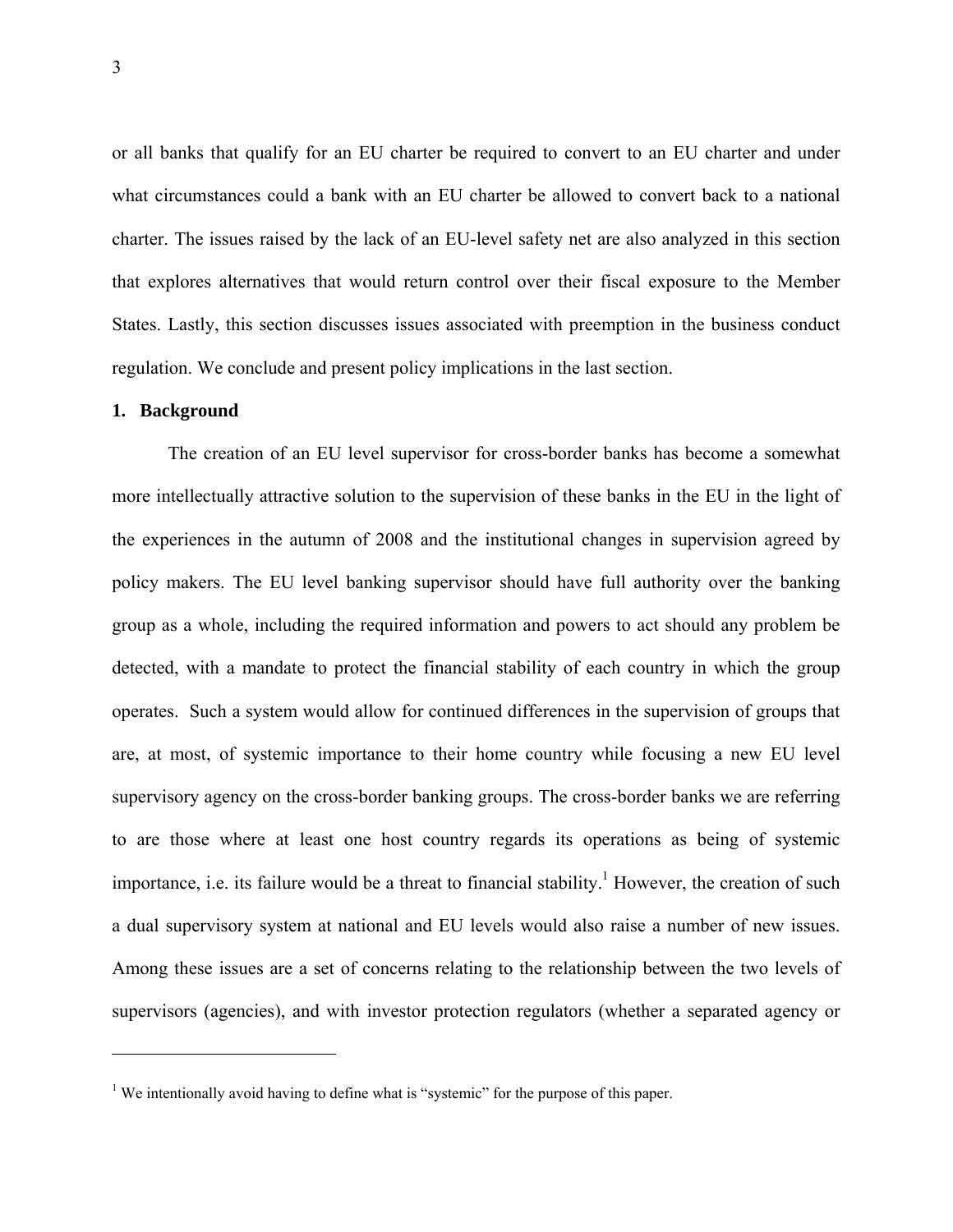or all banks that qualify for an EU charter be required to convert to an EU charter and under what circumstances could a bank with an EU charter be allowed to convert back to a national charter. The issues raised by the lack of an EU-level safety net are also analyzed in this section that explores alternatives that would return control over their fiscal exposure to the Member States. Lastly, this section discusses issues associated with preemption in the business conduct regulation. We conclude and present policy implications in the last section.

## 1. Background

The creation of an EU level supervisor for cross-border banks has become a somewhat more intellectually attractive solution to the supervision of these banks in the EU in the light of the experiences in the autumn of 2008 and the institutional changes in supervision agreed by policy makers. The EU level banking supervisor should have full authority over the banking group as a whole, including the required information and powers to act should any problem be detected, with a mandate to protect the financial stability of each country in which the group operates. Such a system would allow for continued differences in the supervision of groups that are, at most, of systemic importance to their home country while focusing a new EU level supervisory agency on the cross-border banking groups. The cross-border banks we are referring to are those where at least one host country regards its operations as being of systemic importance, i.e. its failure would be a threat to financial stability.[1] However, the creation of such a dual supervisory system at national and EU levels would also raise a number of new issues. Among these issues are a set of concerns relating to the relationship between the two levels of supervisors (agencies), and with investor protection regulators (whether a separated agency or

---

[1] We intentionally avoid having to define what is "systemic" for the purpose of this paper.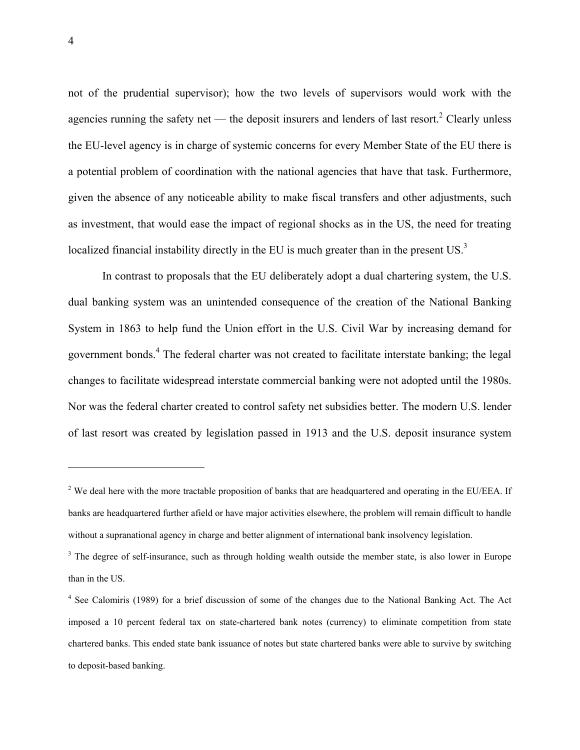not of the prudential supervisor); how the two levels of supervisors would work with the agencies running the safety net — the deposit insurers and lenders of last resort.[2] Clearly unless the EU-level agency is in charge of systemic concerns for every Member State of the EU there is a potential problem of coordination with the national agencies that have that task. Furthermore, given the absence of any noticeable ability to make fiscal transfers and other adjustments, such as investment, that would ease the impact of regional shocks as in the US, the need for treating localized financial instability directly in the EU is much greater than in the present US.[3]

In contrast to proposals that the EU deliberately adopt a dual chartering system, the U.S. dual banking system was an unintended consequence of the creation of the National Banking System in 1863 to help fund the Union effort in the U.S. Civil War by increasing demand for government bonds.[4] The federal charter was not created to facilitate interstate banking; the legal changes to facilitate widespread interstate commercial banking were not adopted until the 1980s. Nor was the federal charter created to control safety net subsidies better. The modern U.S. lender of last resort was created by legislation passed in 1913 and the U.S. deposit insurance system

---

[2] We deal here with the more tractable proposition of banks that are headquartered and operating in the EU/EEA. If banks are headquartered further afield or have major activities elsewhere, the problem will remain difficult to handle without a supranational agency in charge and better alignment of international bank insolvency legislation.

[3] The degree of self-insurance, such as through holding wealth outside the member state, is also lower in Europe than in the US.

[4] See Calomiris (1989) for a brief discussion of some of the changes due to the National Banking Act. The Act imposed a 10 percent federal tax on state-chartered bank notes (currency) to eliminate competition from state chartered banks. This ended state bank issuance of notes but state chartered banks were able to survive by switching to deposit-based banking.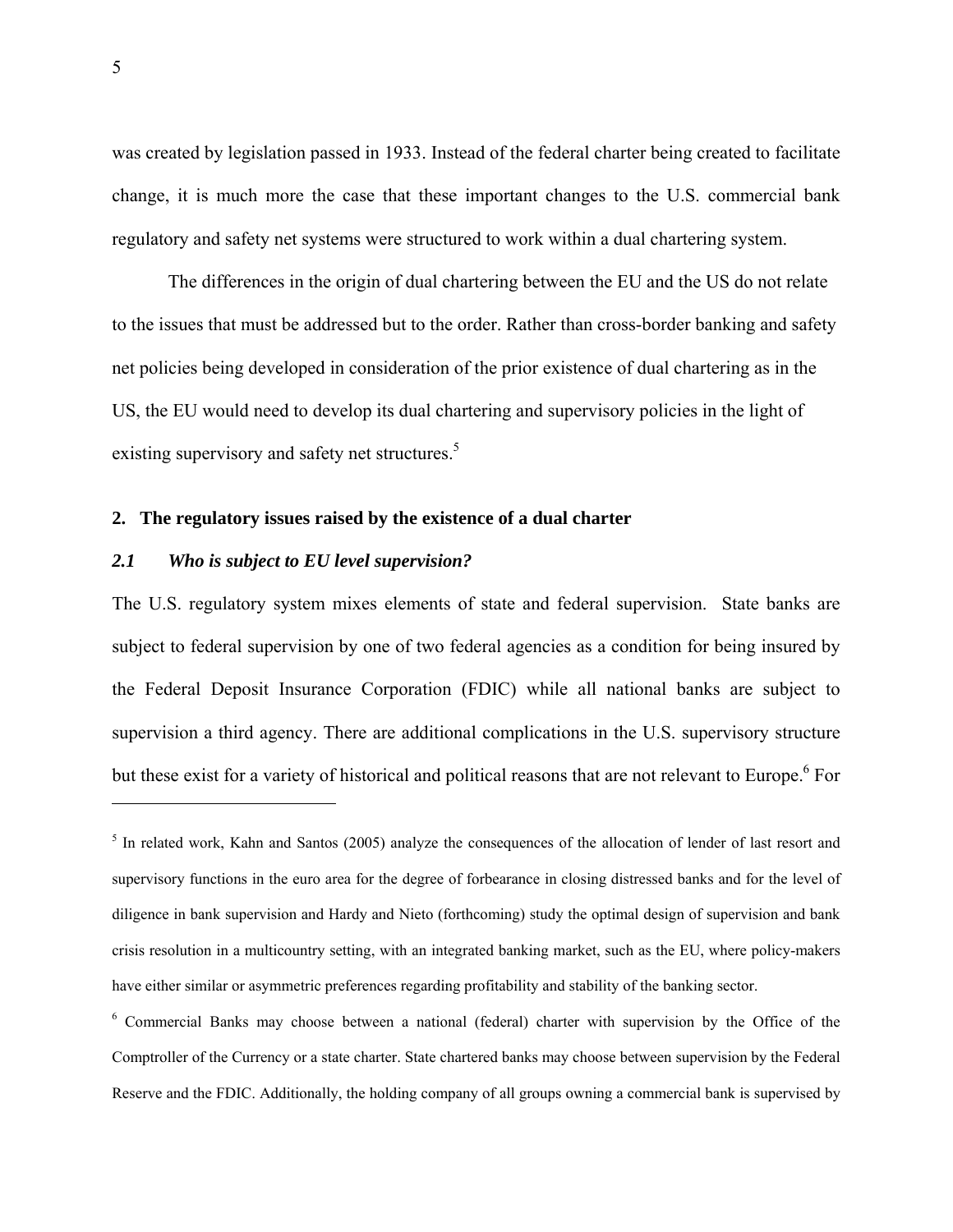was created by legislation passed in 1933. Instead of the federal charter being created to facilitate change, it is much more the case that these important changes to the U.S. commercial bank regulatory and safety net systems were structured to work within a dual chartering system.

The differences in the origin of dual chartering between the EU and the US do not relate to the issues that must be addressed but to the order. Rather than cross-border banking and safety net policies being developed in consideration of the prior existence of dual chartering as in the US, the EU would need to develop its dual chartering and supervisory policies in the light of existing supervisory and safety net structures.[5]

## 2. The regulatory issues raised by the existence of a dual charter

### *2.1 Who is subject to EU level supervision?*

The U.S. regulatory system mixes elements of state and federal supervision. State banks are subject to federal supervision by one of two federal agencies as a condition for being insured by the Federal Deposit Insurance Corporation (FDIC) while all national banks are subject to supervision a third agency. There are additional complications in the U.S. supervisory structure but these exist for a variety of historical and political reasons that are not relevant to Europe.[6] For

---

[5] In related work, Kahn and Santos (2005) analyze the consequences of the allocation of lender of last resort and supervisory functions in the euro area for the degree of forbearance in closing distressed banks and for the level of diligence in bank supervision and Hardy and Nieto (forthcoming) study the optimal design of supervision and bank crisis resolution in a multicountry setting, with an integrated banking market, such as the EU, where policy-makers have either similar or asymmetric preferences regarding profitability and stability of the banking sector.

[6] Commercial Banks may choose between a national (federal) charter with supervision by the Office of the Comptroller of the Currency or a state charter. State chartered banks may choose between supervision by the Federal Reserve and the FDIC. Additionally, the holding company of all groups owning a commercial bank is supervised by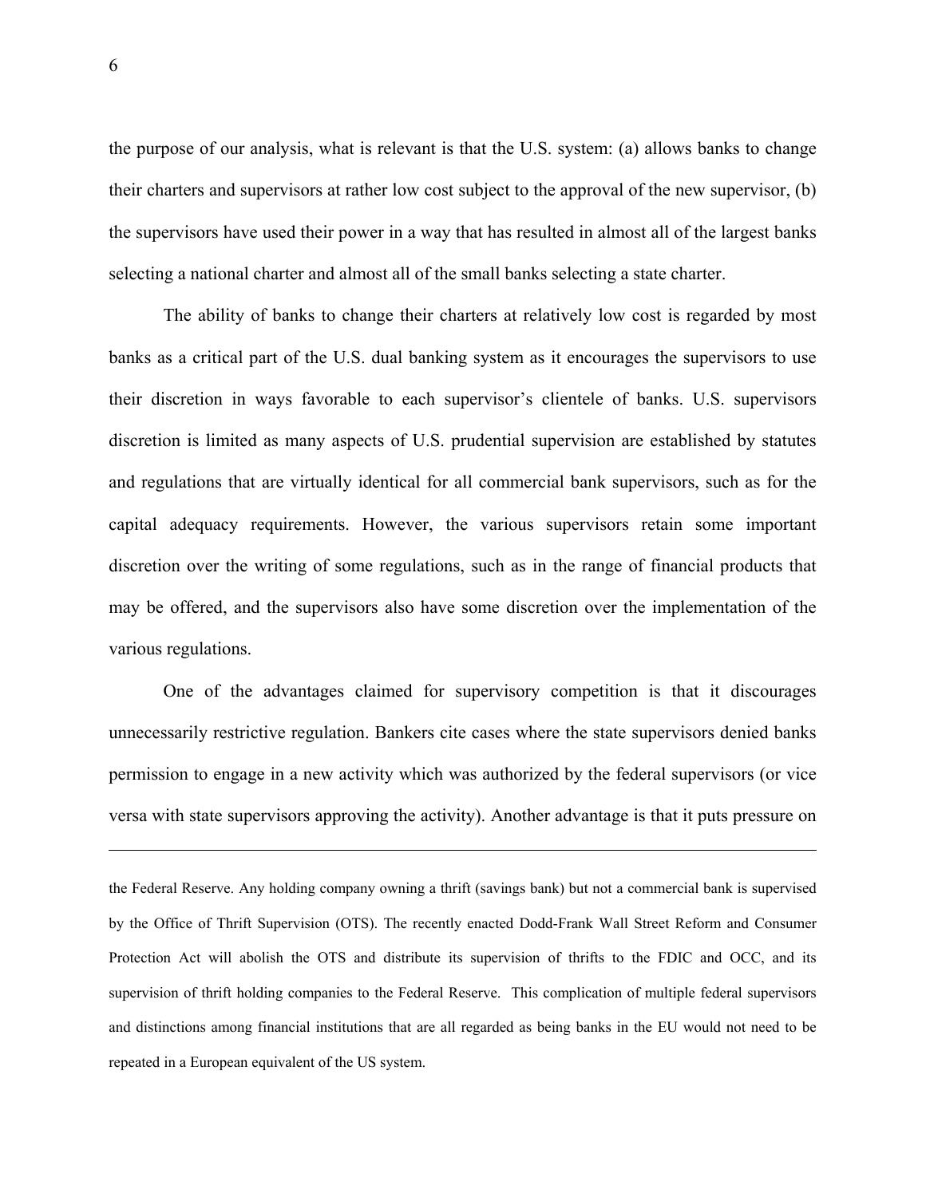the purpose of our analysis, what is relevant is that the U.S. system: (a) allows banks to change their charters and supervisors at rather low cost subject to the approval of the new supervisor, (b) the supervisors have used their power in a way that has resulted in almost all of the largest banks selecting a national charter and almost all of the small banks selecting a state charter.

The ability of banks to change their charters at relatively low cost is regarded by most banks as a critical part of the U.S. dual banking system as it encourages the supervisors to use their discretion in ways favorable to each supervisor's clientele of banks. U.S. supervisors discretion is limited as many aspects of U.S. prudential supervision are established by statutes and regulations that are virtually identical for all commercial bank supervisors, such as for the capital adequacy requirements. However, the various supervisors retain some important discretion over the writing of some regulations, such as in the range of financial products that may be offered, and the supervisors also have some discretion over the implementation of the various regulations.

One of the advantages claimed for supervisory competition is that it discourages unnecessarily restrictive regulation. Bankers cite cases where the state supervisors denied banks permission to engage in a new activity which was authorized by the federal supervisors (or vice versa with state supervisors approving the activity). Another advantage is that it puts pressure on

---

the Federal Reserve. Any holding company owning a thrift (savings bank) but not a commercial bank is supervised by the Office of Thrift Supervision (OTS). The recently enacted Dodd-Frank Wall Street Reform and Consumer Protection Act will abolish the OTS and distribute its supervision of thrifts to the FDIC and OCC, and its supervision of thrift holding companies to the Federal Reserve. This complication of multiple federal supervisors and distinctions among financial institutions that are all regarded as being banks in the EU would not need to be repeated in a European equivalent of the US system.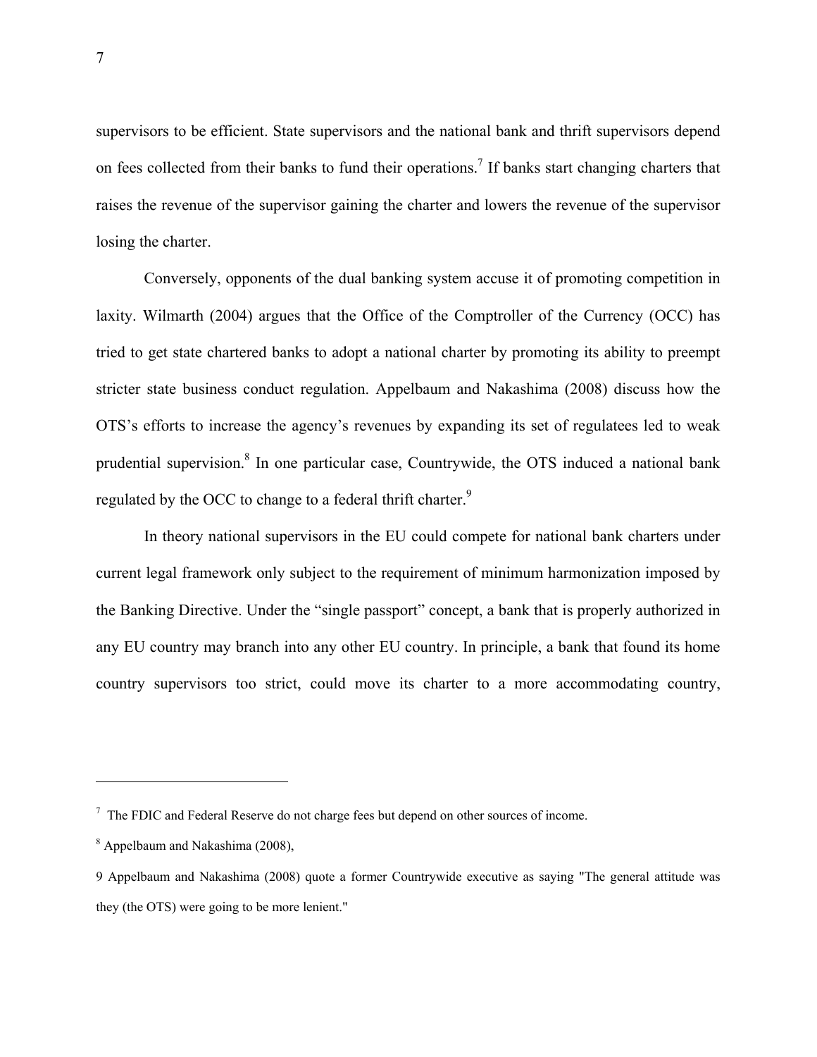supervisors to be efficient. State supervisors and the national bank and thrift supervisors depend on fees collected from their banks to fund their operations.[7] If banks start changing charters that raises the revenue of the supervisor gaining the charter and lowers the revenue of the supervisor losing the charter.

Conversely, opponents of the dual banking system accuse it of promoting competition in laxity. Wilmarth (2004) argues that the Office of the Comptroller of the Currency (OCC) has tried to get state chartered banks to adopt a national charter by promoting its ability to preempt stricter state business conduct regulation. Appelbaum and Nakashima (2008) discuss how the OTS's efforts to increase the agency's revenues by expanding its set of regulatees led to weak prudential supervision.[8] In one particular case, Countrywide, the OTS induced a national bank regulated by the OCC to change to a federal thrift charter.[9]

In theory national supervisors in the EU could compete for national bank charters under current legal framework only subject to the requirement of minimum harmonization imposed by the Banking Directive. Under the "single passport" concept, a bank that is properly authorized in any EU country may branch into any other EU country. In principle, a bank that found its home country supervisors too strict, could move its charter to a more accommodating country,

---

[7] The FDIC and Federal Reserve do not charge fees but depend on other sources of income.

[8] Appelbaum and Nakashima (2008),

9 Appelbaum and Nakashima (2008) quote a former Countrywide executive as saying "The general attitude was they (the OTS) were going to be more lenient."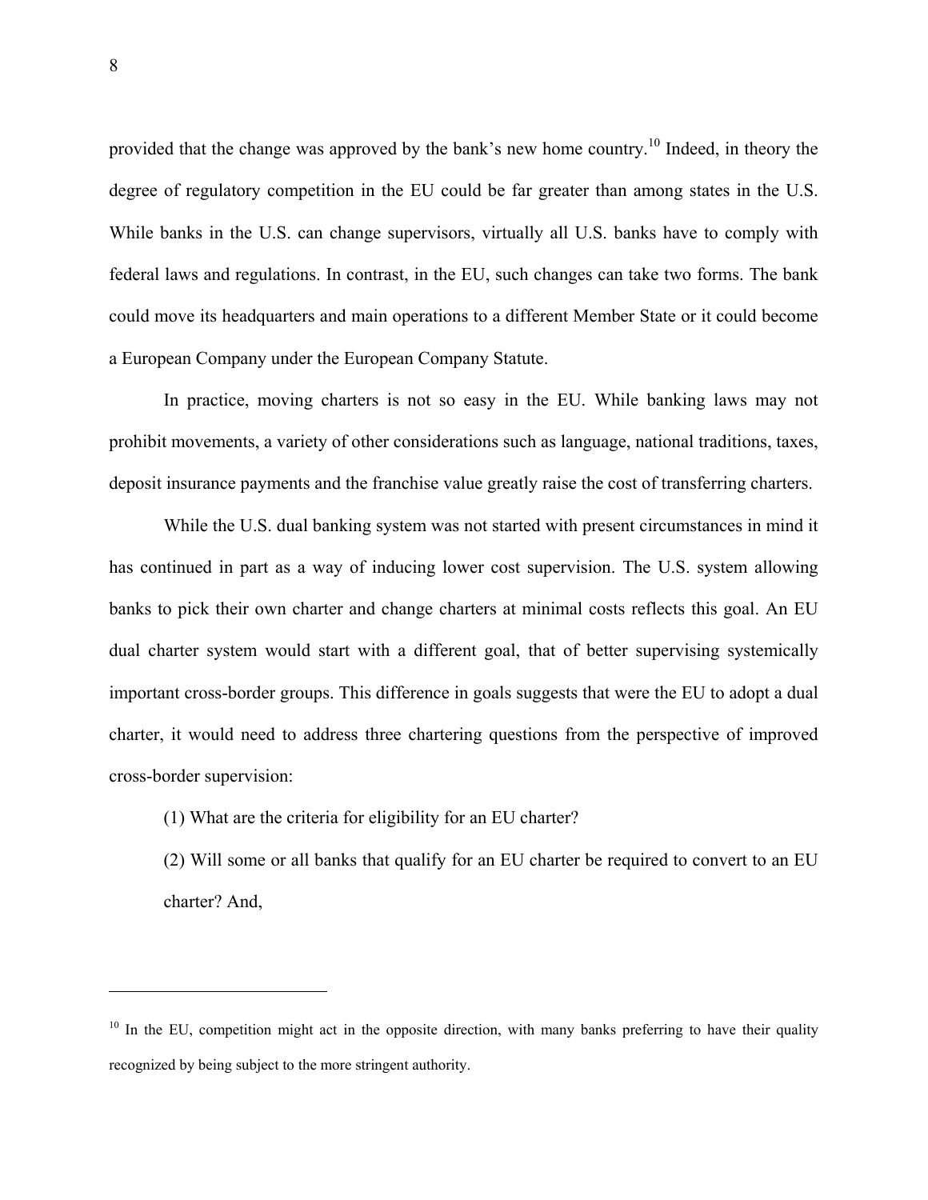provided that the change was approved by the bank's new home country.[10] Indeed, in theory the degree of regulatory competition in the EU could be far greater than among states in the U.S. While banks in the U.S. can change supervisors, virtually all U.S. banks have to comply with federal laws and regulations. In contrast, in the EU, such changes can take two forms. The bank could move its headquarters and main operations to a different Member State or it could become a European Company under the European Company Statute.

In practice, moving charters is not so easy in the EU. While banking laws may not prohibit movements, a variety of other considerations such as language, national traditions, taxes, deposit insurance payments and the franchise value greatly raise the cost of transferring charters.

While the U.S. dual banking system was not started with present circumstances in mind it has continued in part as a way of inducing lower cost supervision. The U.S. system allowing banks to pick their own charter and change charters at minimal costs reflects this goal. An EU dual charter system would start with a different goal, that of better supervising systemically important cross-border groups. This difference in goals suggests that were the EU to adopt a dual charter, it would need to address three chartering questions from the perspective of improved cross-border supervision:

(1) What are the criteria for eligibility for an EU charter?

(2) Will some or all banks that qualify for an EU charter be required to convert to an EU charter? And,

---

[10] In the EU, competition might act in the opposite direction, with many banks preferring to have their quality recognized by being subject to the more stringent authority.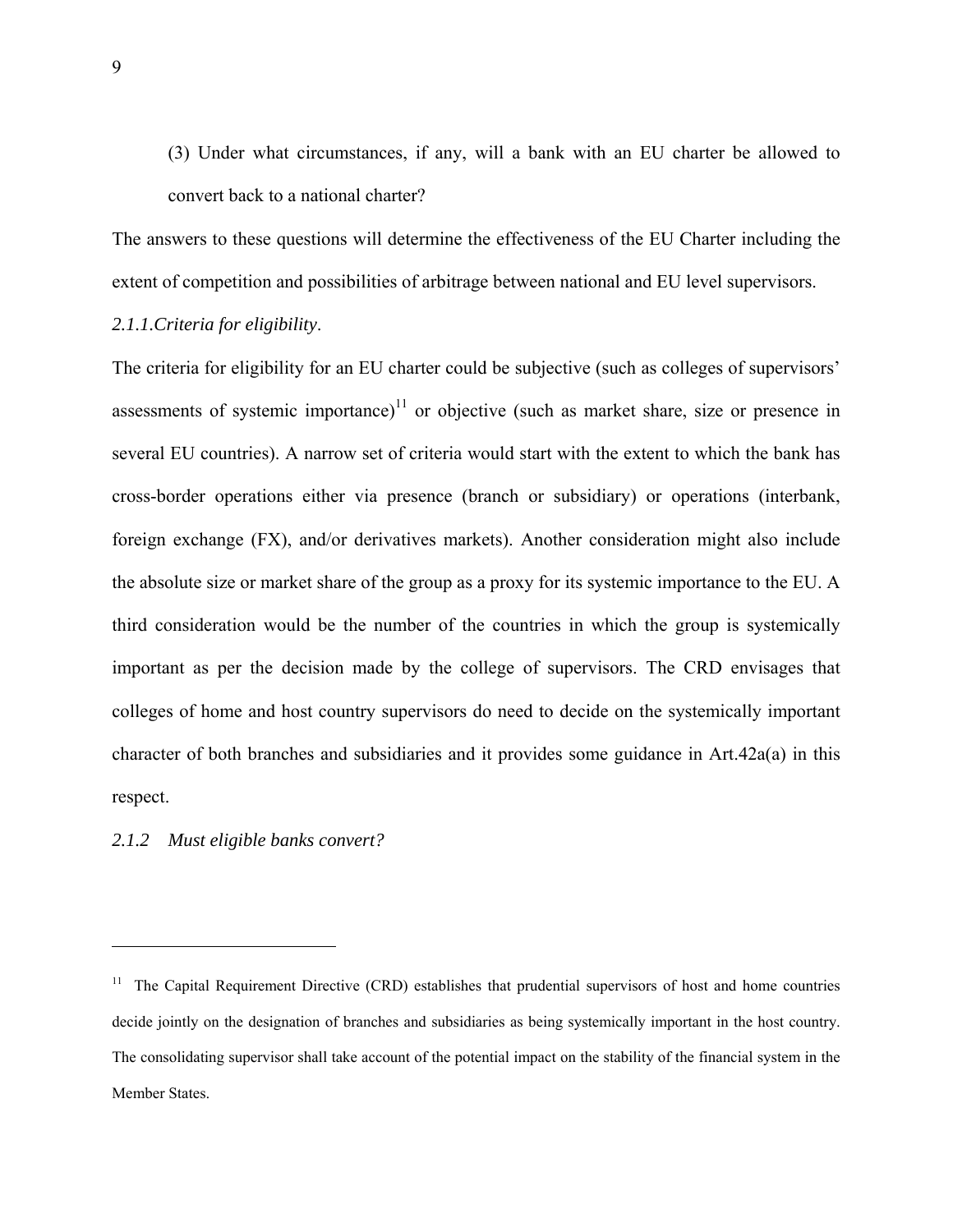(3) Under what circumstances, if any, will a bank with an EU charter be allowed to convert back to a national charter?

The answers to these questions will determine the effectiveness of the EU Charter including the extent of competition and possibilities of arbitrage between national and EU level supervisors.

*2.1.1.Criteria for eligibility*.

The criteria for eligibility for an EU charter could be subjective (such as colleges of supervisors' assessments of systemic importance)[11] or objective (such as market share, size or presence in several EU countries). A narrow set of criteria would start with the extent to which the bank has cross-border operations either via presence (branch or subsidiary) or operations (interbank, foreign exchange (FX), and/or derivatives markets). Another consideration might also include the absolute size or market share of the group as a proxy for its systemic importance to the EU. A third consideration would be the number of the countries in which the group is systemically important as per the decision made by the college of supervisors. The CRD envisages that colleges of home and host country supervisors do need to decide on the systemically important character of both branches and subsidiaries and it provides some guidance in Art.42a(a) in this respect.

*2.1.2 Must eligible banks convert?*

---

[11] The Capital Requirement Directive (CRD) establishes that prudential supervisors of host and home countries decide jointly on the designation of branches and subsidiaries as being systemically important in the host country. The consolidating supervisor shall take account of the potential impact on the stability of the financial system in the Member States.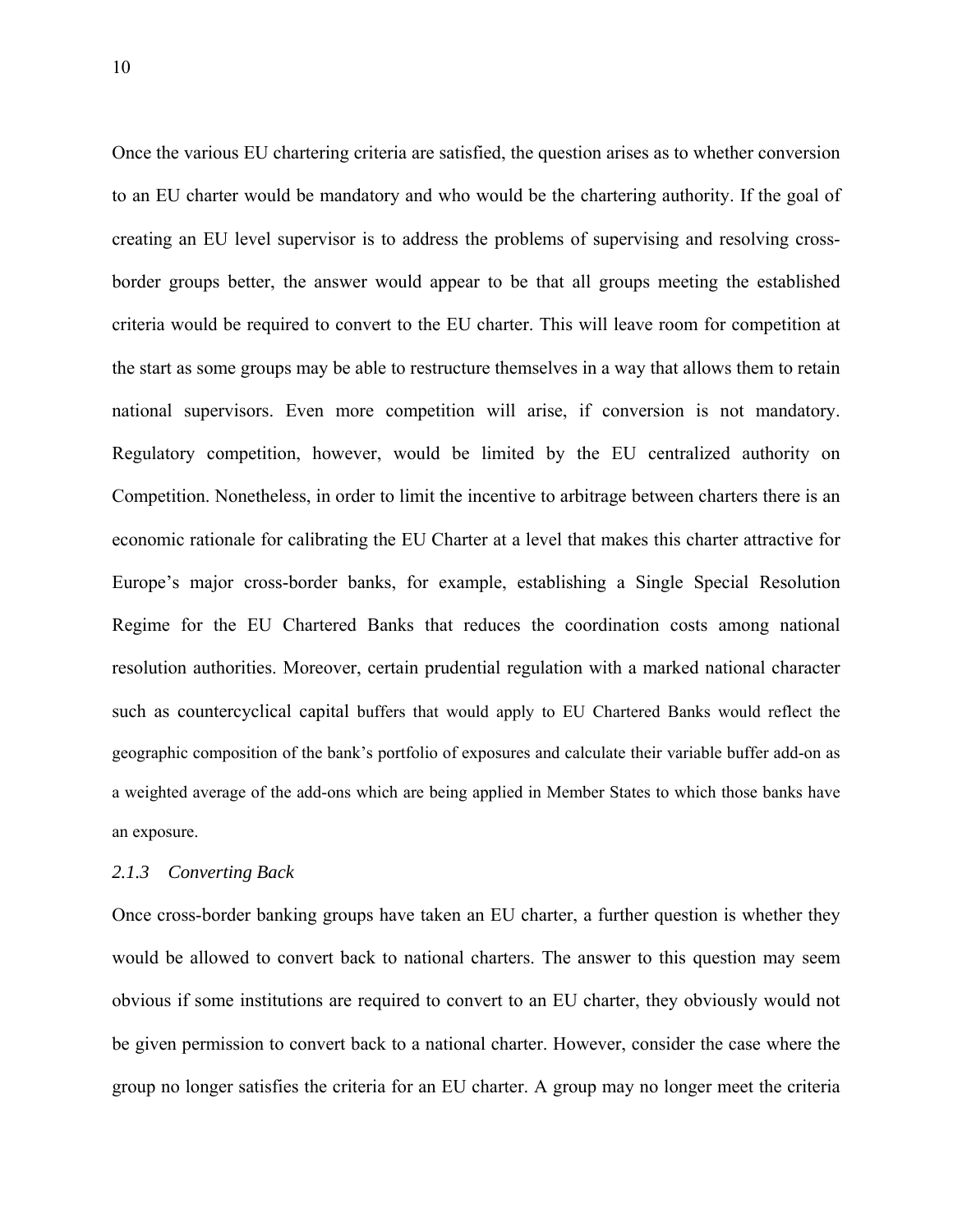Once the various EU chartering criteria are satisfied, the question arises as to whether conversion to an EU charter would be mandatory and who would be the chartering authority. If the goal of creating an EU level supervisor is to address the problems of supervising and resolving cross-border groups better, the answer would appear to be that all groups meeting the established criteria would be required to convert to the EU charter. This will leave room for competition at the start as some groups may be able to restructure themselves in a way that allows them to retain national supervisors. Even more competition will arise, if conversion is not mandatory. Regulatory competition, however, would be limited by the EU centralized authority on Competition. Nonetheless, in order to limit the incentive to arbitrage between charters there is an economic rationale for calibrating the EU Charter at a level that makes this charter attractive for Europe's major cross-border banks, for example, establishing a Single Special Resolution Regime for the EU Chartered Banks that reduces the coordination costs among national resolution authorities. Moreover, certain prudential regulation with a marked national character such as countercyclical capital buffers that would apply to EU Chartered Banks would reflect the geographic composition of the bank's portfolio of exposures and calculate their variable buffer add-on as a weighted average of the add-ons which are being applied in Member States to which those banks have an exposure.

### *2.1.3 Converting Back*

Once cross-border banking groups have taken an EU charter, a further question is whether they would be allowed to convert back to national charters. The answer to this question may seem obvious if some institutions are required to convert to an EU charter, they obviously would not be given permission to convert back to a national charter. However, consider the case where the group no longer satisfies the criteria for an EU charter. A group may no longer meet the criteria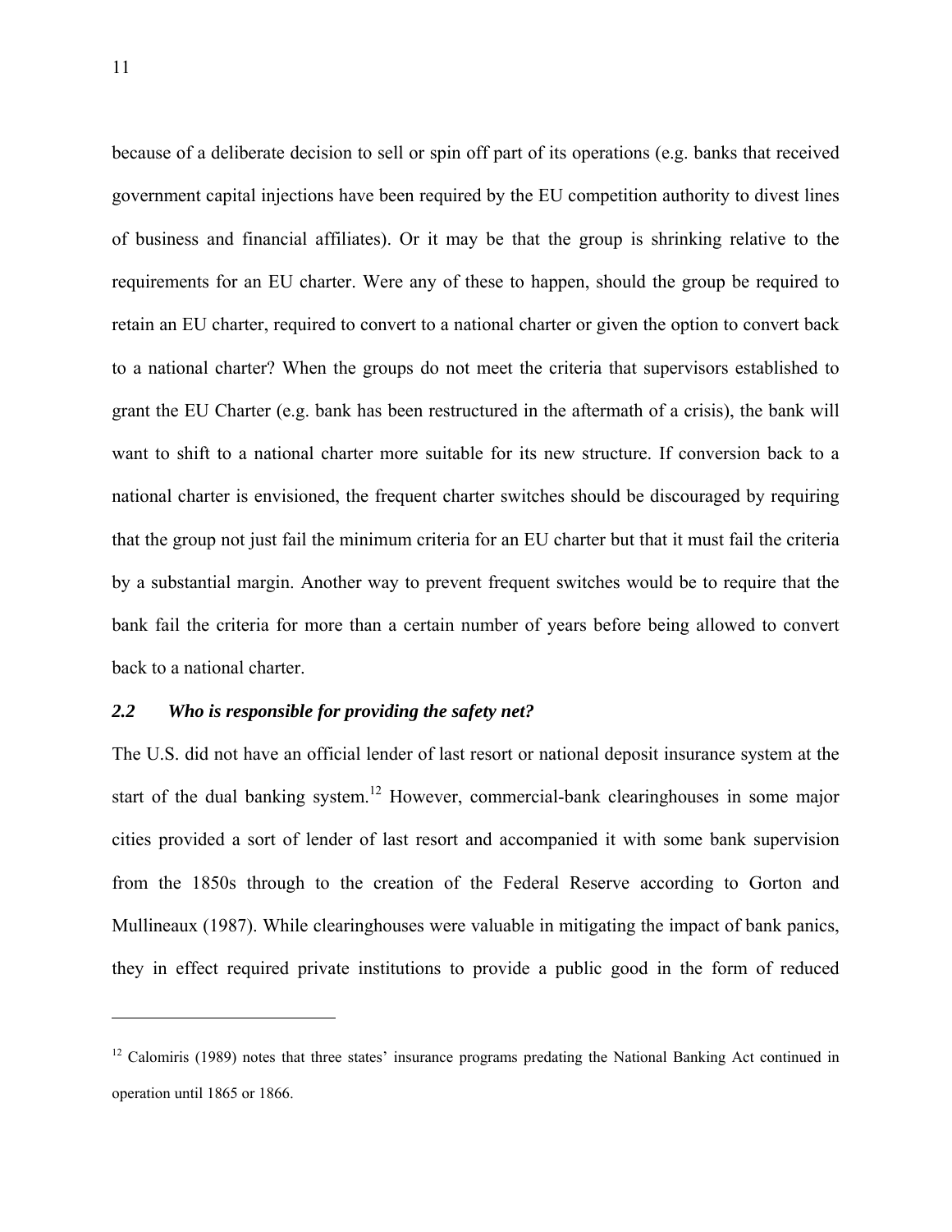because of a deliberate decision to sell or spin off part of its operations (e.g. banks that received government capital injections have been required by the EU competition authority to divest lines of business and financial affiliates). Or it may be that the group is shrinking relative to the requirements for an EU charter. Were any of these to happen, should the group be required to retain an EU charter, required to convert to a national charter or given the option to convert back to a national charter? When the groups do not meet the criteria that supervisors established to grant the EU Charter (e.g. bank has been restructured in the aftermath of a crisis), the bank will want to shift to a national charter more suitable for its new structure. If conversion back to a national charter is envisioned, the frequent charter switches should be discouraged by requiring that the group not just fail the minimum criteria for an EU charter but that it must fail the criteria by a substantial margin. Another way to prevent frequent switches would be to require that the bank fail the criteria for more than a certain number of years before being allowed to convert back to a national charter.

### *2.2 Who is responsible for providing the safety net?*

The U.S. did not have an official lender of last resort or national deposit insurance system at the start of the dual banking system.[12] However, commercial-bank clearinghouses in some major cities provided a sort of lender of last resort and accompanied it with some bank supervision from the 1850s through to the creation of the Federal Reserve according to Gorton and Mullineaux (1987). While clearinghouses were valuable in mitigating the impact of bank panics, they in effect required private institutions to provide a public good in the form of reduced

---

[12] Calomiris (1989) notes that three states' insurance programs predating the National Banking Act continued in operation until 1865 or 1866.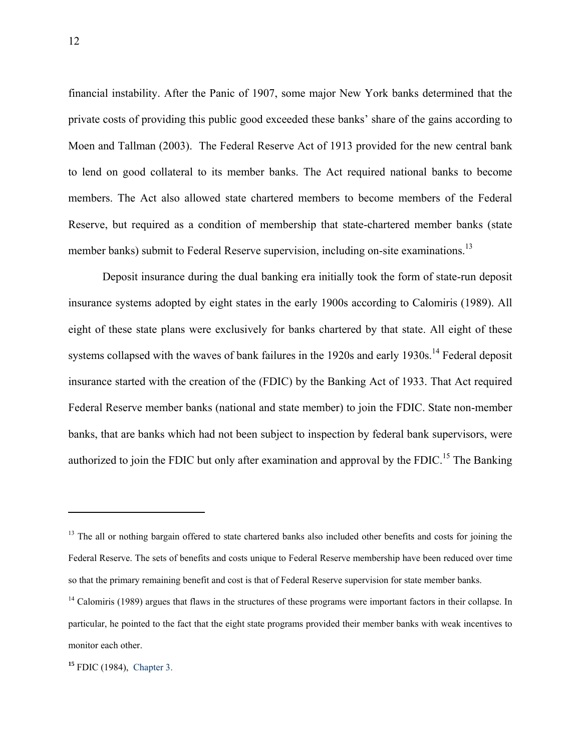financial instability. After the Panic of 1907, some major New York banks determined that the private costs of providing this public good exceeded these banks' share of the gains according to Moen and Tallman (2003). The Federal Reserve Act of 1913 provided for the new central bank to lend on good collateral to its member banks. The Act required national banks to become members. The Act also allowed state chartered members to become members of the Federal Reserve, but required as a condition of membership that state-chartered member banks (state member banks) submit to Federal Reserve supervision, including on-site examinations.[13]

Deposit insurance during the dual banking era initially took the form of state-run deposit insurance systems adopted by eight states in the early 1900s according to Calomiris (1989). All eight of these state plans were exclusively for banks chartered by that state. All eight of these systems collapsed with the waves of bank failures in the 1920s and early 1930s.[14] Federal deposit insurance started with the creation of the (FDIC) by the Banking Act of 1933. That Act required Federal Reserve member banks (national and state member) to join the FDIC. State non-member banks, that are banks which had not been subject to inspection by federal bank supervisors, were authorized to join the FDIC but only after examination and approval by the FDIC.[15] The Banking

---

[13] The all or nothing bargain offered to state chartered banks also included other benefits and costs for joining the Federal Reserve. The sets of benefits and costs unique to Federal Reserve membership have been reduced over time so that the primary remaining benefit and cost is that of Federal Reserve supervision for state member banks.

[14] Calomiris (1989) argues that flaws in the structures of these programs were important factors in their collapse. In particular, he pointed to the fact that the eight state programs provided their member banks with weak incentives to monitor each other.

[15] FDIC (1984), Chapter 3.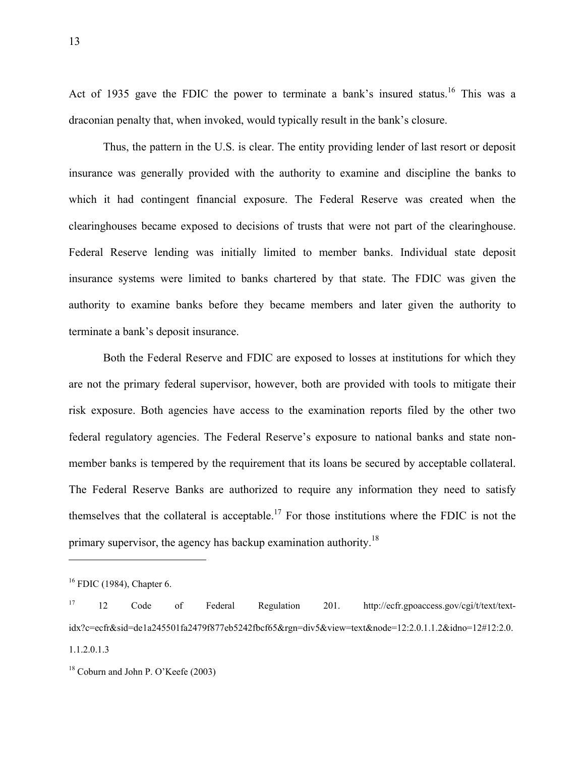Act of 1935 gave the FDIC the power to terminate a bank's insured status.[16] This was a draconian penalty that, when invoked, would typically result in the bank's closure.

Thus, the pattern in the U.S. is clear. The entity providing lender of last resort or deposit insurance was generally provided with the authority to examine and discipline the banks to which it had contingent financial exposure. The Federal Reserve was created when the clearinghouses became exposed to decisions of trusts that were not part of the clearinghouse. Federal Reserve lending was initially limited to member banks. Individual state deposit insurance systems were limited to banks chartered by that state. The FDIC was given the authority to examine banks before they became members and later given the authority to terminate a bank's deposit insurance.

Both the Federal Reserve and FDIC are exposed to losses at institutions for which they are not the primary federal supervisor, however, both are provided with tools to mitigate their risk exposure. Both agencies have access to the examination reports filed by the other two federal regulatory agencies. The Federal Reserve's exposure to national banks and state non-member banks is tempered by the requirement that its loans be secured by acceptable collateral. The Federal Reserve Banks are authorized to require any information they need to satisfy themselves that the collateral is acceptable.[17] For those institutions where the FDIC is not the primary supervisor, the agency has backup examination authority.[18]

---

[16] FDIC (1984), Chapter 6.

[17] 12 Code of Federal Regulation 201. http://ecfr.gpoaccess.gov/cgi/t/text/text-idx?c=ecfr&sid=de1a245501fa2479f877eb5242fbcf65&rgn=div5&view=text&node=12:2.0.1.1.2&idno=12#12:2.0.1.1.2.0.1.3

[18] Coburn and John P. O'Keefe (2003)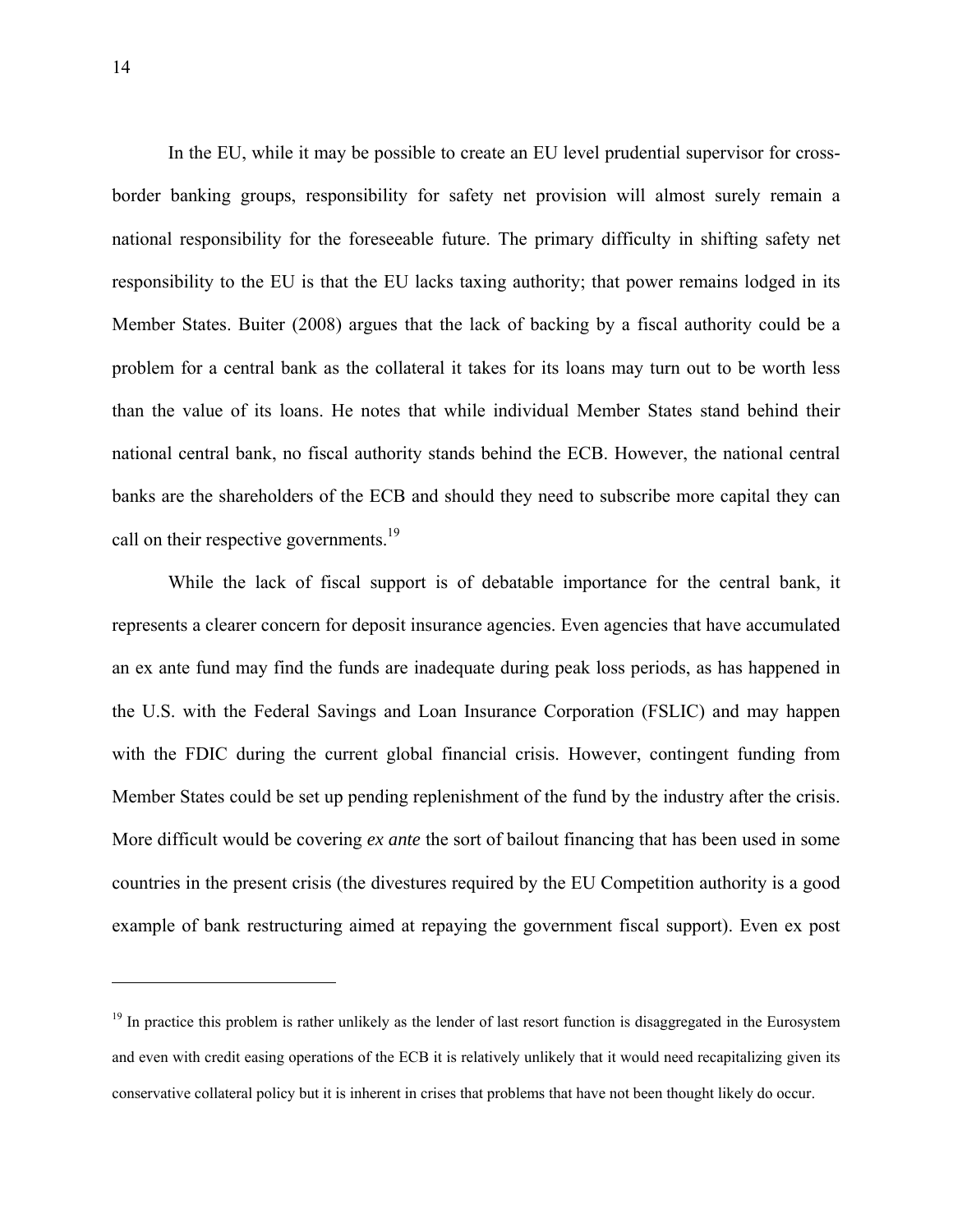In the EU, while it may be possible to create an EU level prudential supervisor for cross-border banking groups, responsibility for safety net provision will almost surely remain a national responsibility for the foreseeable future. The primary difficulty in shifting safety net responsibility to the EU is that the EU lacks taxing authority; that power remains lodged in its Member States. Buiter (2008) argues that the lack of backing by a fiscal authority could be a problem for a central bank as the collateral it takes for its loans may turn out to be worth less than the value of its loans. He notes that while individual Member States stand behind their national central bank, no fiscal authority stands behind the ECB. However, the national central banks are the shareholders of the ECB and should they need to subscribe more capital they can call on their respective governments.[19]

While the lack of fiscal support is of debatable importance for the central bank, it represents a clearer concern for deposit insurance agencies. Even agencies that have accumulated an ex ante fund may find the funds are inadequate during peak loss periods, as has happened in the U.S. with the Federal Savings and Loan Insurance Corporation (FSLIC) and may happen with the FDIC during the current global financial crisis. However, contingent funding from Member States could be set up pending replenishment of the fund by the industry after the crisis. More difficult would be covering *ex ante* the sort of bailout financing that has been used in some countries in the present crisis (the divestures required by the EU Competition authority is a good example of bank restructuring aimed at repaying the government fiscal support). Even ex post

[19] In practice this problem is rather unlikely as the lender of last resort function is disaggregated in the Eurosystem and even with credit easing operations of the ECB it is relatively unlikely that it would need recapitalizing given its conservative collateral policy but it is inherent in crises that problems that have not been thought likely do occur.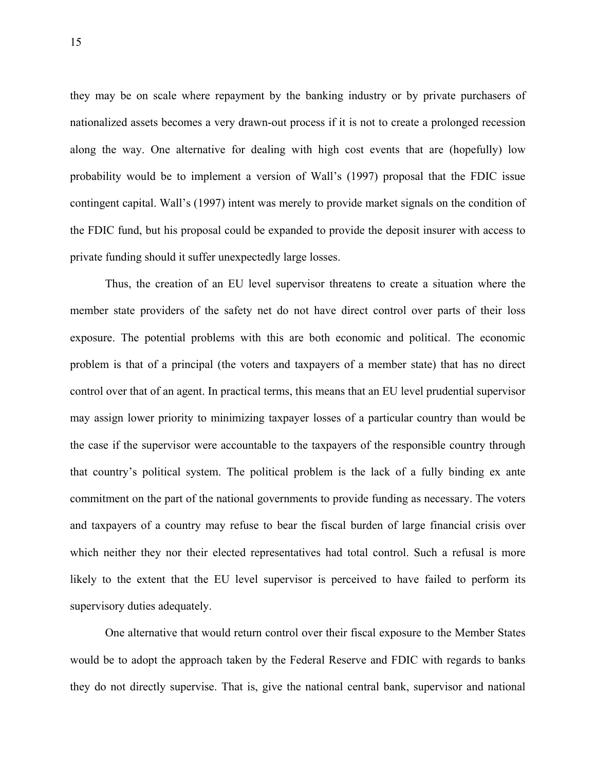they may be on scale where repayment by the banking industry or by private purchasers of nationalized assets becomes a very drawn-out process if it is not to create a prolonged recession along the way. One alternative for dealing with high cost events that are (hopefully) low probability would be to implement a version of Wall's (1997) proposal that the FDIC issue contingent capital. Wall's (1997) intent was merely to provide market signals on the condition of the FDIC fund, but his proposal could be expanded to provide the deposit insurer with access to private funding should it suffer unexpectedly large losses.

Thus, the creation of an EU level supervisor threatens to create a situation where the member state providers of the safety net do not have direct control over parts of their loss exposure. The potential problems with this are both economic and political. The economic problem is that of a principal (the voters and taxpayers of a member state) that has no direct control over that of an agent. In practical terms, this means that an EU level prudential supervisor may assign lower priority to minimizing taxpayer losses of a particular country than would be the case if the supervisor were accountable to the taxpayers of the responsible country through that country's political system. The political problem is the lack of a fully binding ex ante commitment on the part of the national governments to provide funding as necessary. The voters and taxpayers of a country may refuse to bear the fiscal burden of large financial crisis over which neither they nor their elected representatives had total control. Such a refusal is more likely to the extent that the EU level supervisor is perceived to have failed to perform its supervisory duties adequately.

One alternative that would return control over their fiscal exposure to the Member States would be to adopt the approach taken by the Federal Reserve and FDIC with regards to banks they do not directly supervise. That is, give the national central bank, supervisor and national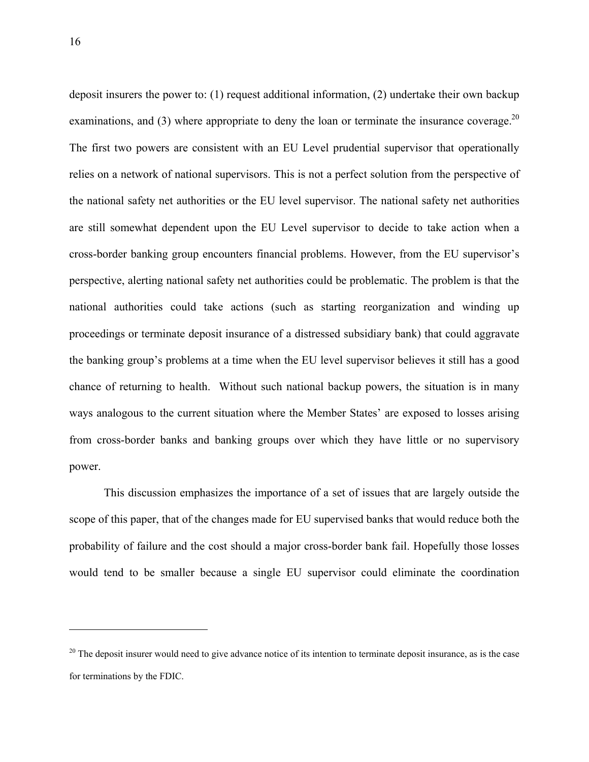deposit insurers the power to: (1) request additional information, (2) undertake their own backup examinations, and (3) where appropriate to deny the loan or terminate the insurance coverage.[20] The first two powers are consistent with an EU Level prudential supervisor that operationally relies on a network of national supervisors. This is not a perfect solution from the perspective of the national safety net authorities or the EU level supervisor. The national safety net authorities are still somewhat dependent upon the EU Level supervisor to decide to take action when a cross-border banking group encounters financial problems. However, from the EU supervisor's perspective, alerting national safety net authorities could be problematic. The problem is that the national authorities could take actions (such as starting reorganization and winding up proceedings or terminate deposit insurance of a distressed subsidiary bank) that could aggravate the banking group's problems at a time when the EU level supervisor believes it still has a good chance of returning to health. Without such national backup powers, the situation is in many ways analogous to the current situation where the Member States' are exposed to losses arising from cross-border banks and banking groups over which they have little or no supervisory power.

This discussion emphasizes the importance of a set of issues that are largely outside the scope of this paper, that of the changes made for EU supervised banks that would reduce both the probability of failure and the cost should a major cross-border bank fail. Hopefully those losses would tend to be smaller because a single EU supervisor could eliminate the coordination

---

[20] The deposit insurer would need to give advance notice of its intention to terminate deposit insurance, as is the case for terminations by the FDIC.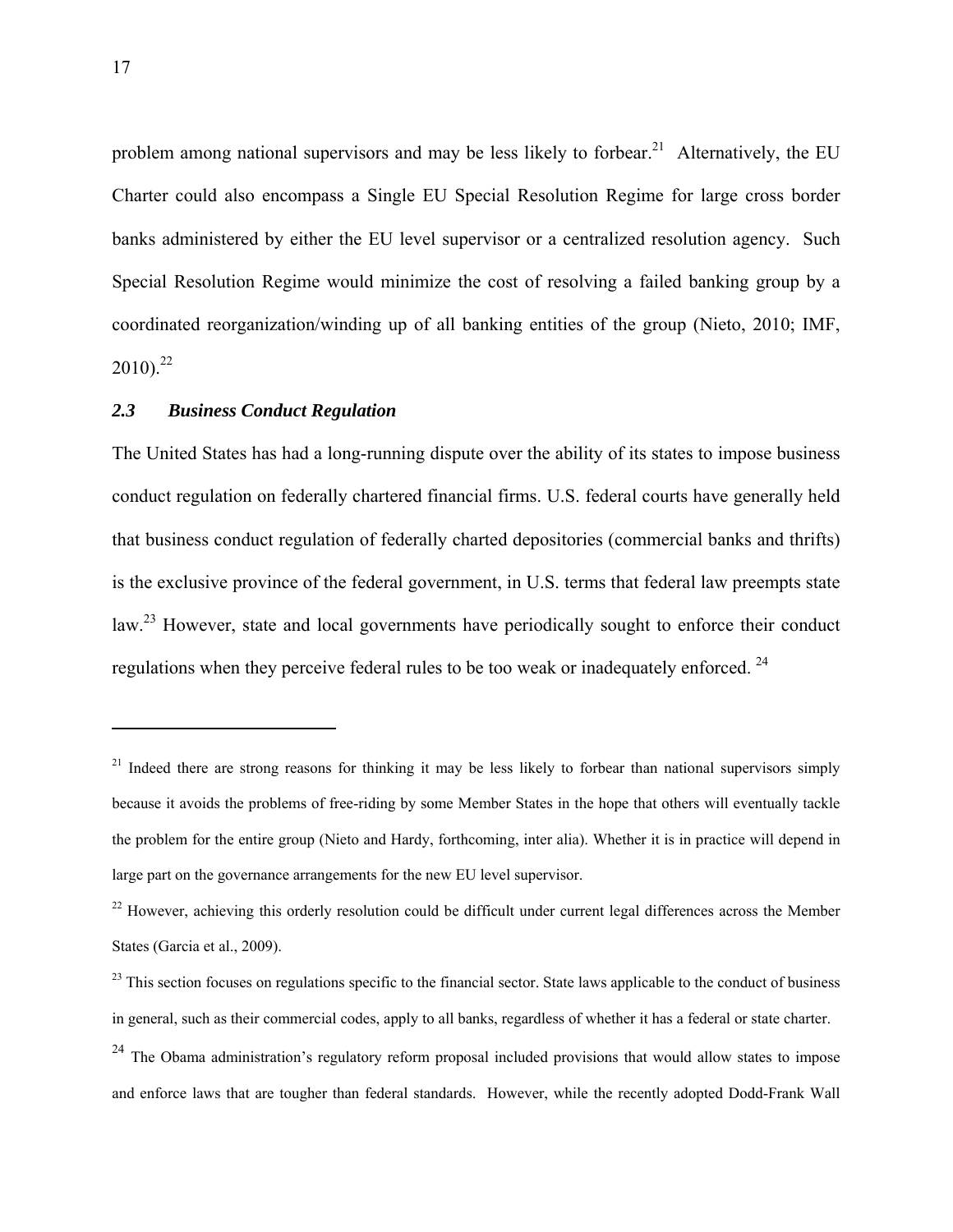problem among national supervisors and may be less likely to forbear.[21] Alternatively, the EU Charter could also encompass a Single EU Special Resolution Regime for large cross border banks administered by either the EU level supervisor or a centralized resolution agency. Such Special Resolution Regime would minimize the cost of resolving a failed banking group by a coordinated reorganization/winding up of all banking entities of the group (Nieto, 2010; IMF, 2010).[22]

### *2.3 Business Conduct Regulation*

The United States has had a long-running dispute over the ability of its states to impose business conduct regulation on federally chartered financial firms. U.S. federal courts have generally held that business conduct regulation of federally charted depositories (commercial banks and thrifts) is the exclusive province of the federal government, in U.S. terms that federal law preempts state law.[23] However, state and local governments have periodically sought to enforce their conduct regulations when they perceive federal rules to be too weak or inadequately enforced. [24]

---

[21] Indeed there are strong reasons for thinking it may be less likely to forbear than national supervisors simply because it avoids the problems of free-riding by some Member States in the hope that others will eventually tackle the problem for the entire group (Nieto and Hardy, forthcoming, inter alia). Whether it is in practice will depend in large part on the governance arrangements for the new EU level supervisor.

[22] However, achieving this orderly resolution could be difficult under current legal differences across the Member States (Garcia et al., 2009).

[23] This section focuses on regulations specific to the financial sector. State laws applicable to the conduct of business in general, such as their commercial codes, apply to all banks, regardless of whether it has a federal or state charter.

[24] The Obama administration's regulatory reform proposal included provisions that would allow states to impose and enforce laws that are tougher than federal standards. However, while the recently adopted Dodd-Frank Wall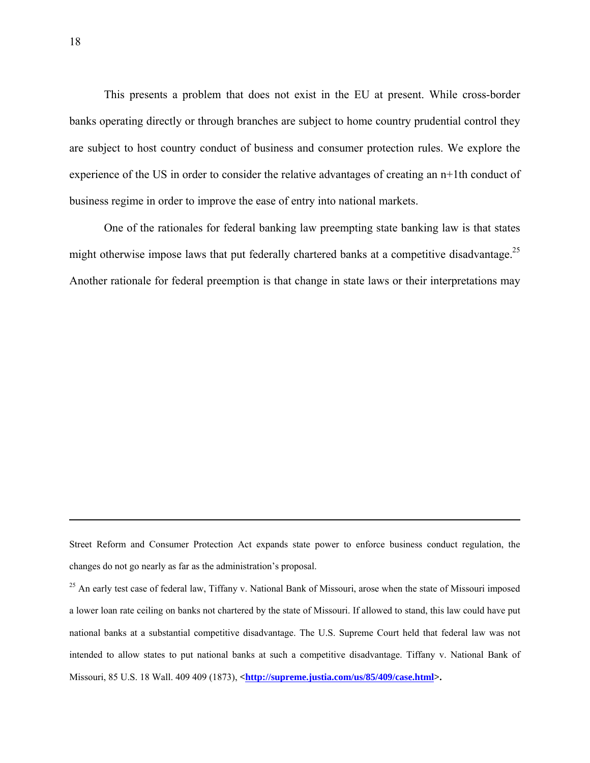This presents a problem that does not exist in the EU at present. While cross-border banks operating directly or through branches are subject to home country prudential control they are subject to host country conduct of business and consumer protection rules. We explore the experience of the US in order to consider the relative advantages of creating an n+1th conduct of business regime in order to improve the ease of entry into national markets.

One of the rationales for federal banking law preempting state banking law is that states might otherwise impose laws that put federally chartered banks at a competitive disadvantage.[25] Another rationale for federal preemption is that change in state laws or their interpretations may

---

Street Reform and Consumer Protection Act expands state power to enforce business conduct regulation, the changes do not go nearly as far as the administration's proposal.

[25] An early test case of federal law, Tiffany v. National Bank of Missouri, arose when the state of Missouri imposed a lower loan rate ceiling on banks not chartered by the state of Missouri. If allowed to stand, this law could have put national banks at a substantial competitive disadvantage. The U.S. Supreme Court held that federal law was not intended to allow states to put national banks at such a competitive disadvantage. Tiffany v. National Bank of Missouri, 85 U.S. 18 Wall. 409 409 (1873), **<http://supreme.justia.com/us/85/409/case.html>.**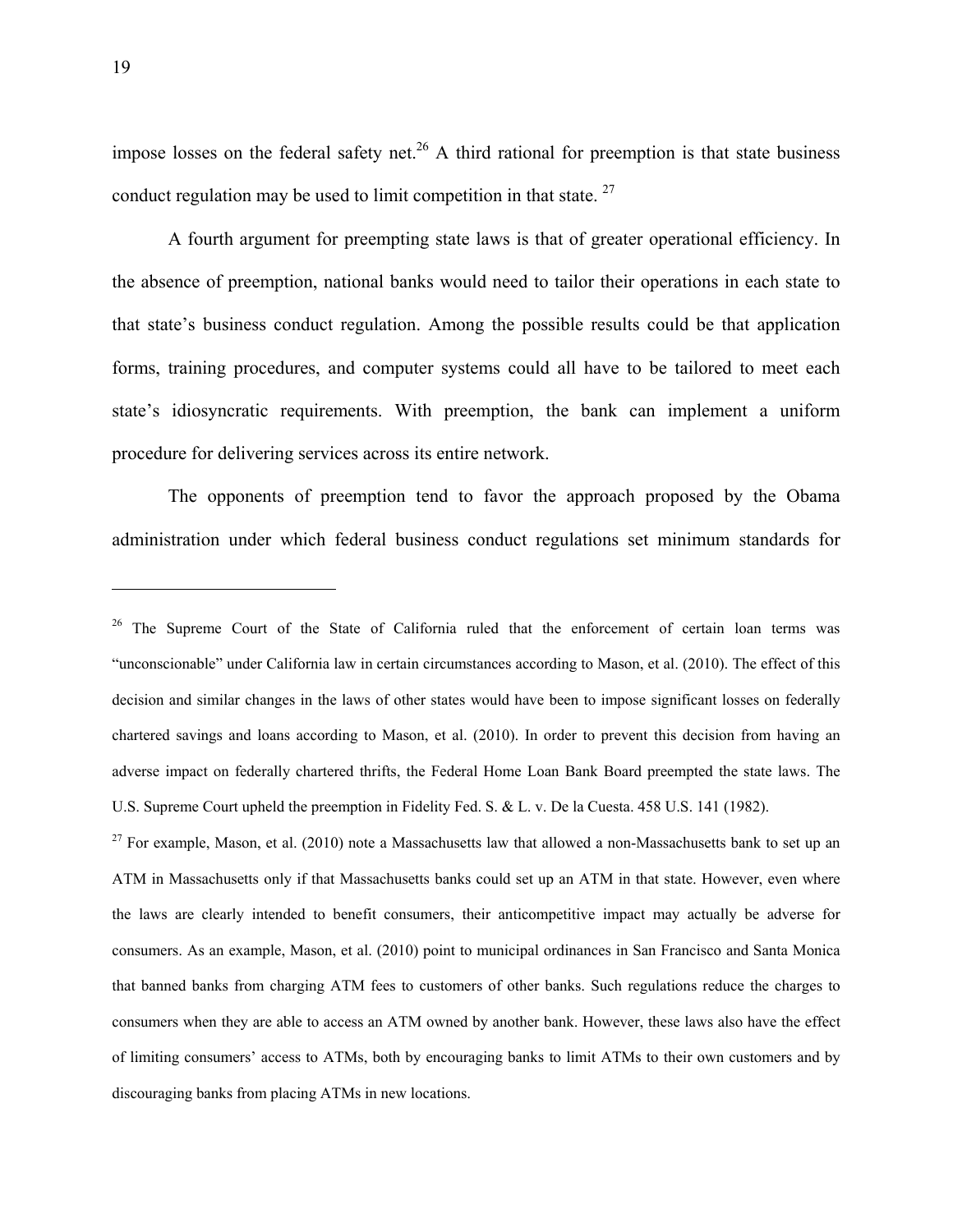impose losses on the federal safety net.[26] A third rational for preemption is that state business conduct regulation may be used to limit competition in that state. [27]

A fourth argument for preempting state laws is that of greater operational efficiency. In the absence of preemption, national banks would need to tailor their operations in each state to that state's business conduct regulation. Among the possible results could be that application forms, training procedures, and computer systems could all have to be tailored to meet each state's idiosyncratic requirements. With preemption, the bank can implement a uniform procedure for delivering services across its entire network.

The opponents of preemption tend to favor the approach proposed by the Obama administration under which federal business conduct regulations set minimum standards for

---

[26] The Supreme Court of the State of California ruled that the enforcement of certain loan terms was "unconscionable" under California law in certain circumstances according to Mason, et al. (2010). The effect of this decision and similar changes in the laws of other states would have been to impose significant losses on federally chartered savings and loans according to Mason, et al. (2010). In order to prevent this decision from having an adverse impact on federally chartered thrifts, the Federal Home Loan Bank Board preempted the state laws. The U.S. Supreme Court upheld the preemption in Fidelity Fed. S. & L. v. De la Cuesta. 458 U.S. 141 (1982).

[27] For example, Mason, et al. (2010) note a Massachusetts law that allowed a non-Massachusetts bank to set up an ATM in Massachusetts only if that Massachusetts banks could set up an ATM in that state. However, even where the laws are clearly intended to benefit consumers, their anticompetitive impact may actually be adverse for consumers. As an example, Mason, et al. (2010) point to municipal ordinances in San Francisco and Santa Monica that banned banks from charging ATM fees to customers of other banks. Such regulations reduce the charges to consumers when they are able to access an ATM owned by another bank. However, these laws also have the effect of limiting consumers' access to ATMs, both by encouraging banks to limit ATMs to their own customers and by discouraging banks from placing ATMs in new locations.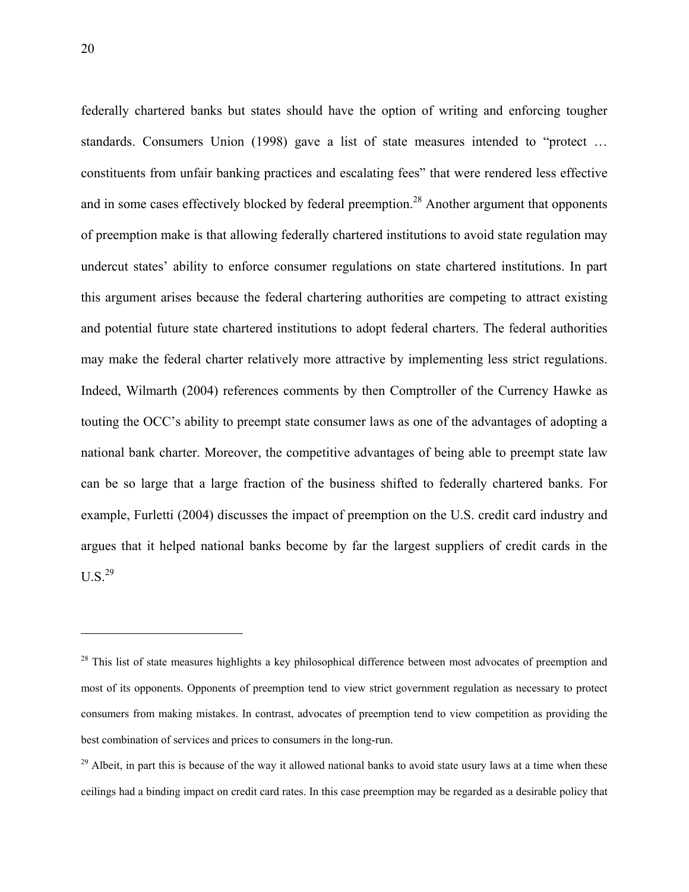federally chartered banks but states should have the option of writing and enforcing tougher standards. Consumers Union (1998) gave a list of state measures intended to "protect … constituents from unfair banking practices and escalating fees" that were rendered less effective and in some cases effectively blocked by federal preemption.[28] Another argument that opponents of preemption make is that allowing federally chartered institutions to avoid state regulation may undercut states' ability to enforce consumer regulations on state chartered institutions. In part this argument arises because the federal chartering authorities are competing to attract existing and potential future state chartered institutions to adopt federal charters. The federal authorities may make the federal charter relatively more attractive by implementing less strict regulations. Indeed, Wilmarth (2004) references comments by then Comptroller of the Currency Hawke as touting the OCC's ability to preempt state consumer laws as one of the advantages of adopting a national bank charter. Moreover, the competitive advantages of being able to preempt state law can be so large that a large fraction of the business shifted to federally chartered banks. For example, Furletti (2004) discusses the impact of preemption on the U.S. credit card industry and argues that it helped national banks become by far the largest suppliers of credit cards in the U.S.[29]

---

[28] This list of state measures highlights a key philosophical difference between most advocates of preemption and most of its opponents. Opponents of preemption tend to view strict government regulation as necessary to protect consumers from making mistakes. In contrast, advocates of preemption tend to view competition as providing the best combination of services and prices to consumers in the long-run.

[29] Albeit, in part this is because of the way it allowed national banks to avoid state usury laws at a time when these ceilings had a binding impact on credit card rates. In this case preemption may be regarded as a desirable policy that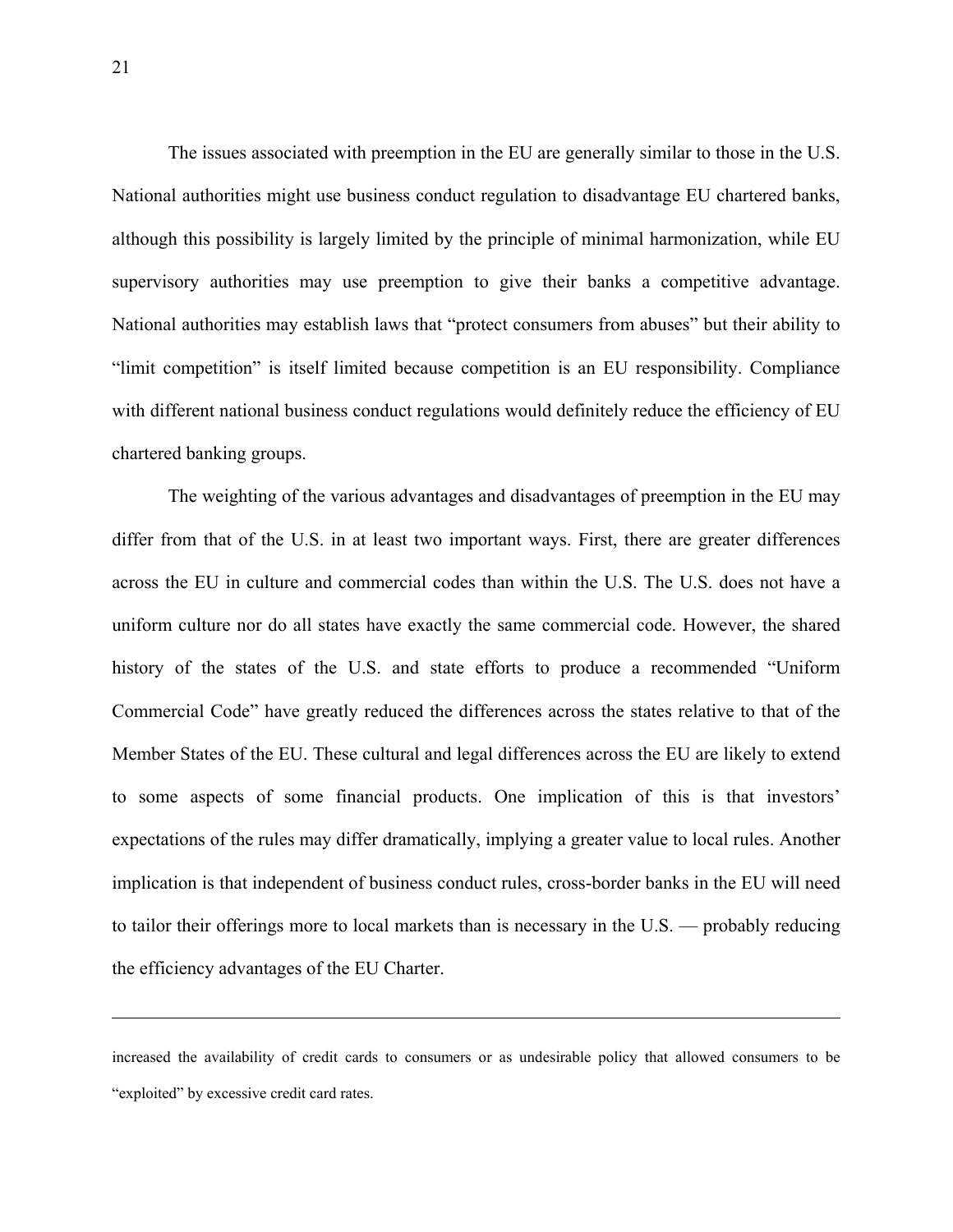The issues associated with preemption in the EU are generally similar to those in the U.S. National authorities might use business conduct regulation to disadvantage EU chartered banks, although this possibility is largely limited by the principle of minimal harmonization, while EU supervisory authorities may use preemption to give their banks a competitive advantage. National authorities may establish laws that "protect consumers from abuses" but their ability to "limit competition" is itself limited because competition is an EU responsibility. Compliance with different national business conduct regulations would definitely reduce the efficiency of EU chartered banking groups.

The weighting of the various advantages and disadvantages of preemption in the EU may differ from that of the U.S. in at least two important ways. First, there are greater differences across the EU in culture and commercial codes than within the U.S. The U.S. does not have a uniform culture nor do all states have exactly the same commercial code. However, the shared history of the states of the U.S. and state efforts to produce a recommended "Uniform Commercial Code" have greatly reduced the differences across the states relative to that of the Member States of the EU. These cultural and legal differences across the EU are likely to extend to some aspects of some financial products. One implication of this is that investors' expectations of the rules may differ dramatically, implying a greater value to local rules. Another implication is that independent of business conduct rules, cross-border banks in the EU will need to tailor their offerings more to local markets than is necessary in the U.S. — probably reducing the efficiency advantages of the EU Charter.

---

increased the availability of credit cards to consumers or as undesirable policy that allowed consumers to be "exploited" by excessive credit card rates.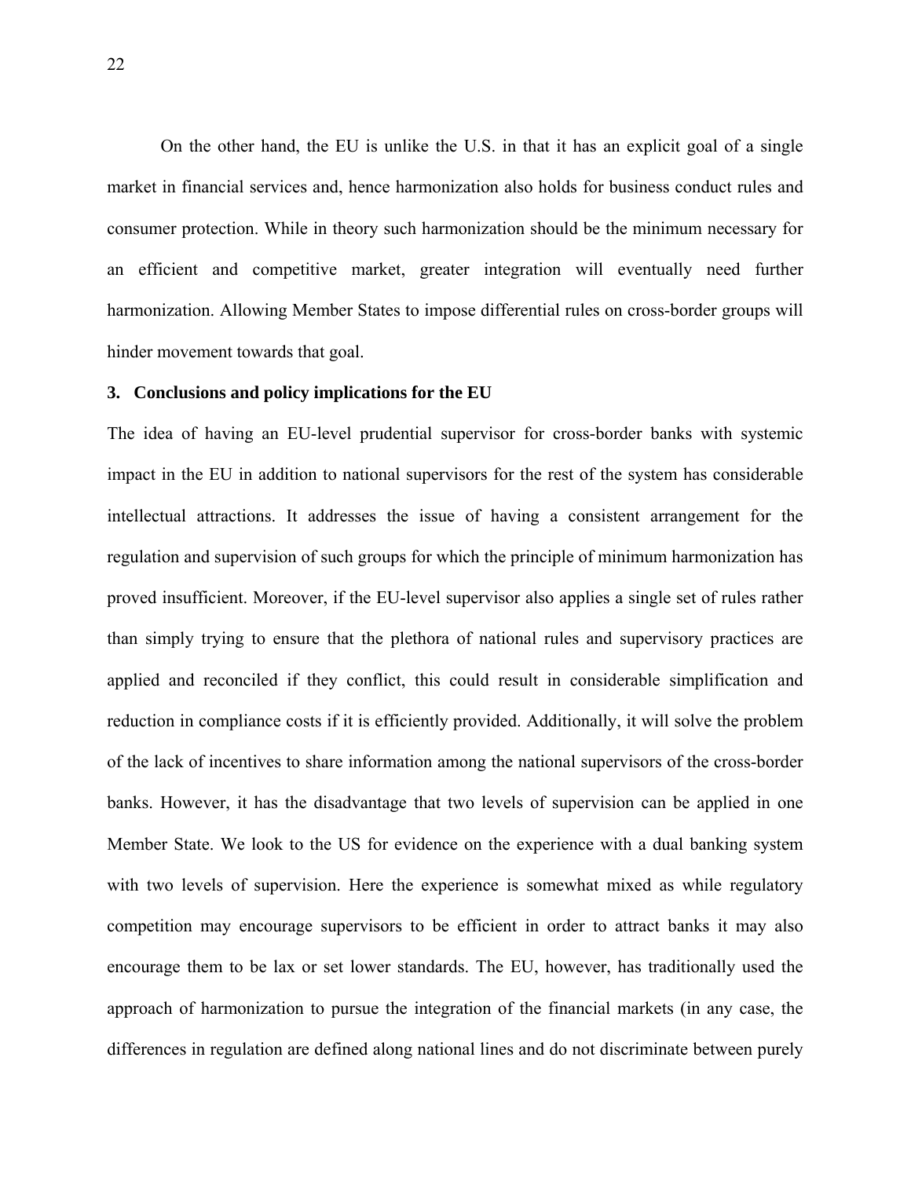On the other hand, the EU is unlike the U.S. in that it has an explicit goal of a single market in financial services and, hence harmonization also holds for business conduct rules and consumer protection. While in theory such harmonization should be the minimum necessary for an efficient and competitive market, greater integration will eventually need further harmonization. Allowing Member States to impose differential rules on cross-border groups will hinder movement towards that goal.

## 3. Conclusions and policy implications for the EU

The idea of having an EU-level prudential supervisor for cross-border banks with systemic impact in the EU in addition to national supervisors for the rest of the system has considerable intellectual attractions. It addresses the issue of having a consistent arrangement for the regulation and supervision of such groups for which the principle of minimum harmonization has proved insufficient. Moreover, if the EU-level supervisor also applies a single set of rules rather than simply trying to ensure that the plethora of national rules and supervisory practices are applied and reconciled if they conflict, this could result in considerable simplification and reduction in compliance costs if it is efficiently provided. Additionally, it will solve the problem of the lack of incentives to share information among the national supervisors of the cross-border banks. However, it has the disadvantage that two levels of supervision can be applied in one Member State. We look to the US for evidence on the experience with a dual banking system with two levels of supervision. Here the experience is somewhat mixed as while regulatory competition may encourage supervisors to be efficient in order to attract banks it may also encourage them to be lax or set lower standards. The EU, however, has traditionally used the approach of harmonization to pursue the integration of the financial markets (in any case, the differences in regulation are defined along national lines and do not discriminate between purely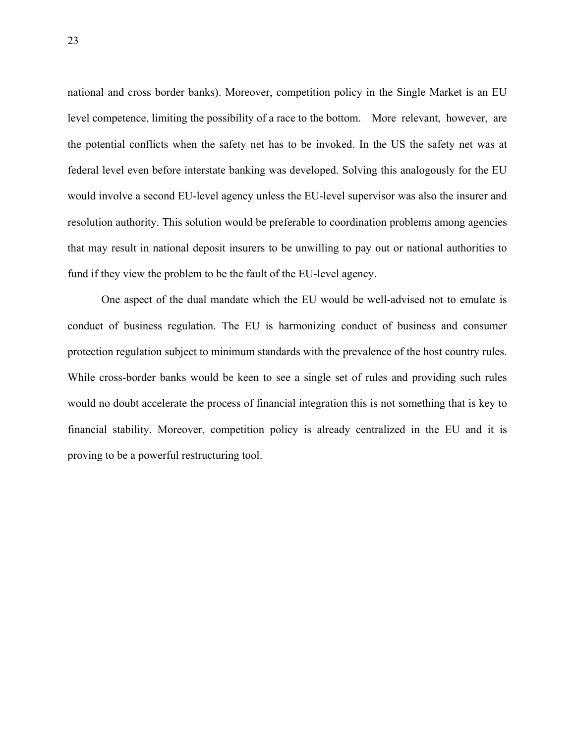national and cross border banks). Moreover, competition policy in the Single Market is an EU level competence, limiting the possibility of a race to the bottom. More relevant, however, are the potential conflicts when the safety net has to be invoked. In the US the safety net was at federal level even before interstate banking was developed. Solving this analogously for the EU would involve a second EU-level agency unless the EU-level supervisor was also the insurer and resolution authority. This solution would be preferable to coordination problems among agencies that may result in national deposit insurers to be unwilling to pay out or national authorities to fund if they view the problem to be the fault of the EU-level agency.

One aspect of the dual mandate which the EU would be well-advised not to emulate is conduct of business regulation. The EU is harmonizing conduct of business and consumer protection regulation subject to minimum standards with the prevalence of the host country rules. While cross-border banks would be keen to see a single set of rules and providing such rules would no doubt accelerate the process of financial integration this is not something that is key to financial stability. Moreover, competition policy is already centralized in the EU and it is proving to be a powerful restructuring tool.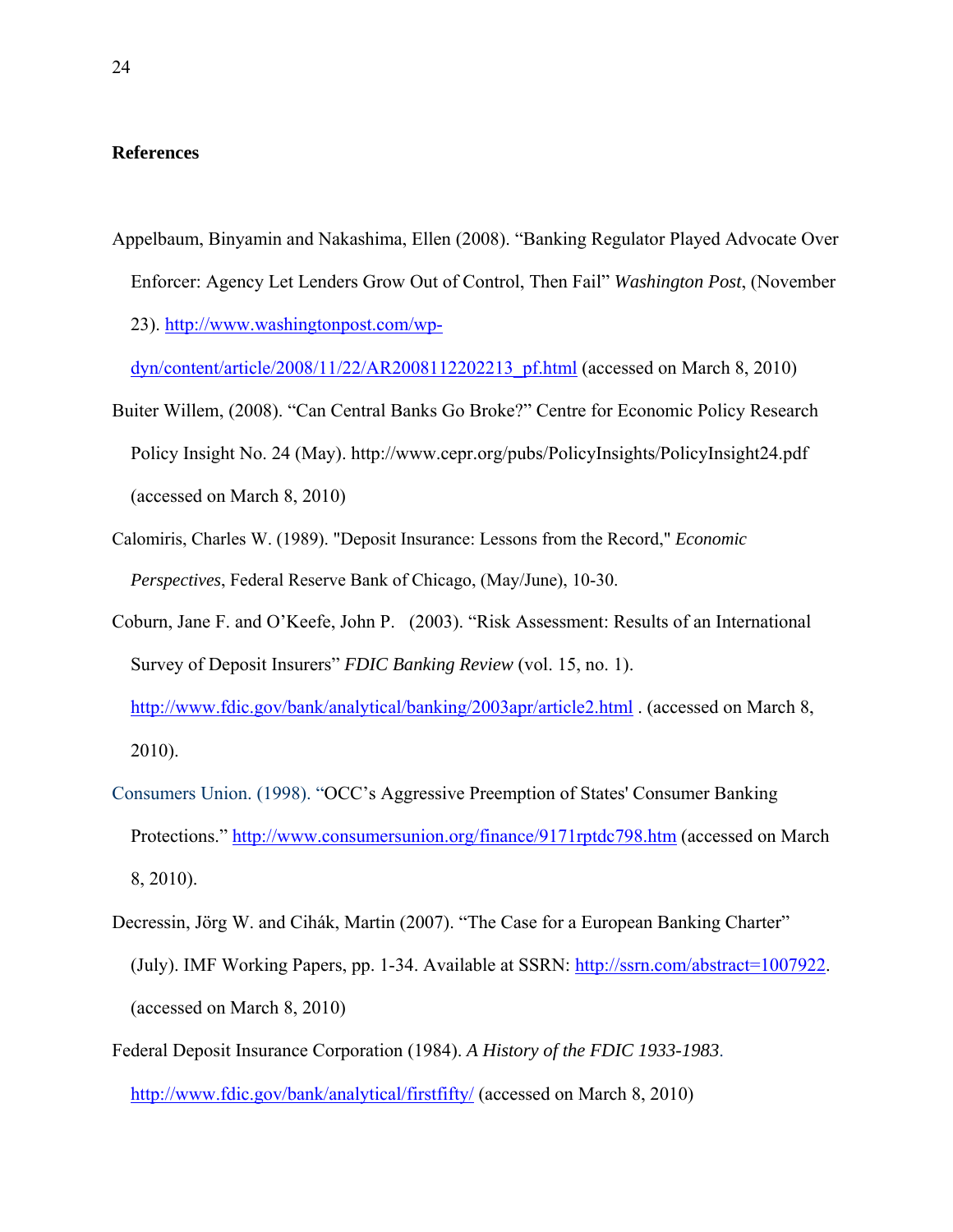**References**

Appelbaum, Binyamin and Nakashima, Ellen (2008). "Banking Regulator Played Advocate Over Enforcer: Agency Let Lenders Grow Out of Control, Then Fail" *Washington Post*, (November 23). http://www.washingtonpost.com/wp-dyn/content/article/2008/11/22/AR2008112202213_pf.html (accessed on March 8, 2010)

Buiter Willem, (2008). "Can Central Banks Go Broke?" Centre for Economic Policy Research Policy Insight No. 24 (May). http://www.cepr.org/pubs/PolicyInsights/PolicyInsight24.pdf (accessed on March 8, 2010)

Calomiris, Charles W. (1989). "Deposit Insurance: Lessons from the Record," *Economic Perspectives*, Federal Reserve Bank of Chicago, (May/June), 10-30.

Coburn, Jane F. and O'Keefe, John P. (2003). "Risk Assessment: Results of an International Survey of Deposit Insurers" *FDIC Banking Review* (vol. 15, no. 1). http://www.fdic.gov/bank/analytical/banking/2003apr/article2.html . (accessed on March 8, 2010).

Consumers Union. (1998). "OCC's Aggressive Preemption of States' Consumer Banking Protections." http://www.consumersunion.org/finance/9171rptdc798.htm (accessed on March 8, 2010).

Decressin, Jörg W. and Cihák, Martin (2007). "The Case for a European Banking Charter" (July). IMF Working Papers, pp. 1-34. Available at SSRN: http://ssrn.com/abstract=1007922. (accessed on March 8, 2010)

Federal Deposit Insurance Corporation (1984). *A History of the FDIC 1933-1983*. http://www.fdic.gov/bank/analytical/firstfifty/ (accessed on March 8, 2010)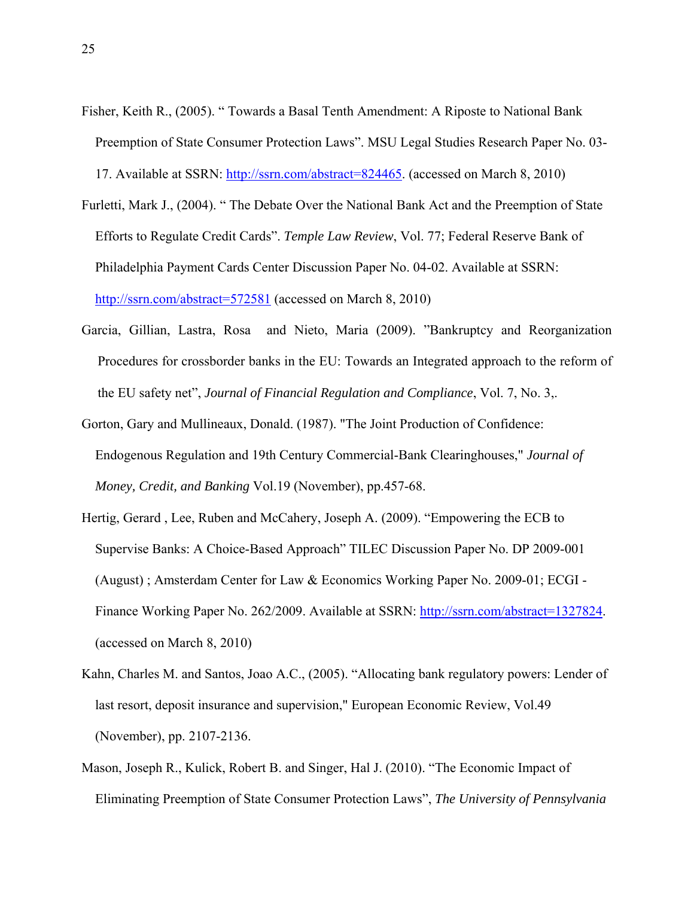Fisher, Keith R., (2005). " Towards a Basal Tenth Amendment: A Riposte to National Bank Preemption of State Consumer Protection Laws". MSU Legal Studies Research Paper No. 03-17. Available at SSRN: http://ssrn.com/abstract=824465. (accessed on March 8, 2010)

Furletti, Mark J., (2004). " The Debate Over the National Bank Act and the Preemption of State Efforts to Regulate Credit Cards". *Temple Law Review*, Vol. 77; Federal Reserve Bank of Philadelphia Payment Cards Center Discussion Paper No. 04-02. Available at SSRN: http://ssrn.com/abstract=572581 (accessed on March 8, 2010)

Garcia, Gillian, Lastra, Rosa and Nieto, Maria (2009). "Bankruptcy and Reorganization Procedures for crossborder banks in the EU: Towards an Integrated approach to the reform of the EU safety net", *Journal of Financial Regulation and Compliance*, Vol. 7, No. 3,.

Gorton, Gary and Mullineaux, Donald. (1987). "The Joint Production of Confidence: Endogenous Regulation and 19th Century Commercial-Bank Clearinghouses," *Journal of Money, Credit, and Banking* Vol.19 (November), pp.457-68.

Hertig, Gerard , Lee, Ruben and McCahery, Joseph A. (2009). "Empowering the ECB to Supervise Banks: A Choice-Based Approach" TILEC Discussion Paper No. DP 2009-001 (August) ; Amsterdam Center for Law & Economics Working Paper No. 2009-01; ECGI - Finance Working Paper No. 262/2009. Available at SSRN: http://ssrn.com/abstract=1327824. (accessed on March 8, 2010)

Kahn, Charles M. and Santos, Joao A.C., (2005). "Allocating bank regulatory powers: Lender of last resort, deposit insurance and supervision," European Economic Review, Vol.49 (November), pp. 2107-2136.

Mason, Joseph R., Kulick, Robert B. and Singer, Hal J. (2010). "The Economic Impact of Eliminating Preemption of State Consumer Protection Laws", *The University of Pennsylvania*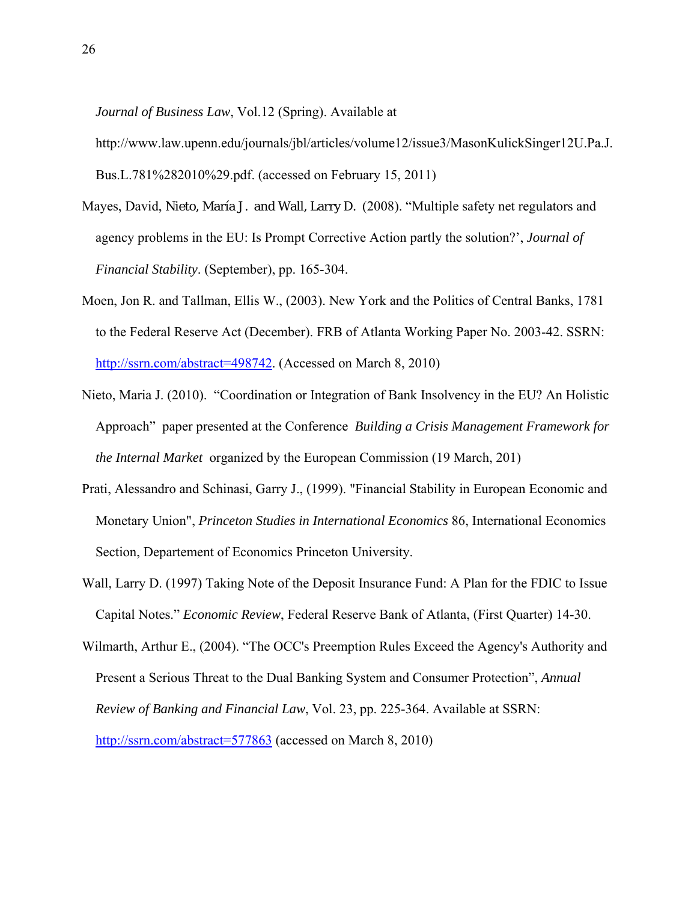*Journal of Business Law*, Vol.12 (Spring). Available at http://www.law.upenn.edu/journals/jbl/articles/volume12/issue3/MasonKulickSinger12U.Pa.J.Bus.L.781%282010%29.pdf. (accessed on February 15, 2011)

Mayes, David, Nieto, María J. and Wall, Larry D. (2008). "Multiple safety net regulators and agency problems in the EU: Is Prompt Corrective Action partly the solution?', *Journal of Financial Stability*. (September), pp. 165-304.

Moen, Jon R. and Tallman, Ellis W., (2003). New York and the Politics of Central Banks, 1781 to the Federal Reserve Act (December). FRB of Atlanta Working Paper No. 2003-42. SSRN: http://ssrn.com/abstract=498742. (Accessed on March 8, 2010)

Nieto, Maria J. (2010). "Coordination or Integration of Bank Insolvency in the EU? An Holistic Approach" paper presented at the Conference *Building a Crisis Management Framework for the Internal Market* organized by the European Commission (19 March, 201)

Prati, Alessandro and Schinasi, Garry J., (1999). "Financial Stability in European Economic and Monetary Union", *Princeton Studies in International Economics* 86, International Economics Section, Departement of Economics Princeton University.

Wall, Larry D. (1997) Taking Note of the Deposit Insurance Fund: A Plan for the FDIC to Issue Capital Notes." *Economic Review*, Federal Reserve Bank of Atlanta, (First Quarter) 14-30.

Wilmarth, Arthur E., (2004). "The OCC's Preemption Rules Exceed the Agency's Authority and Present a Serious Threat to the Dual Banking System and Consumer Protection", *Annual Review of Banking and Financial Law*, Vol. 23, pp. 225-364. Available at SSRN: http://ssrn.com/abstract=577863 (accessed on March 8, 2010)